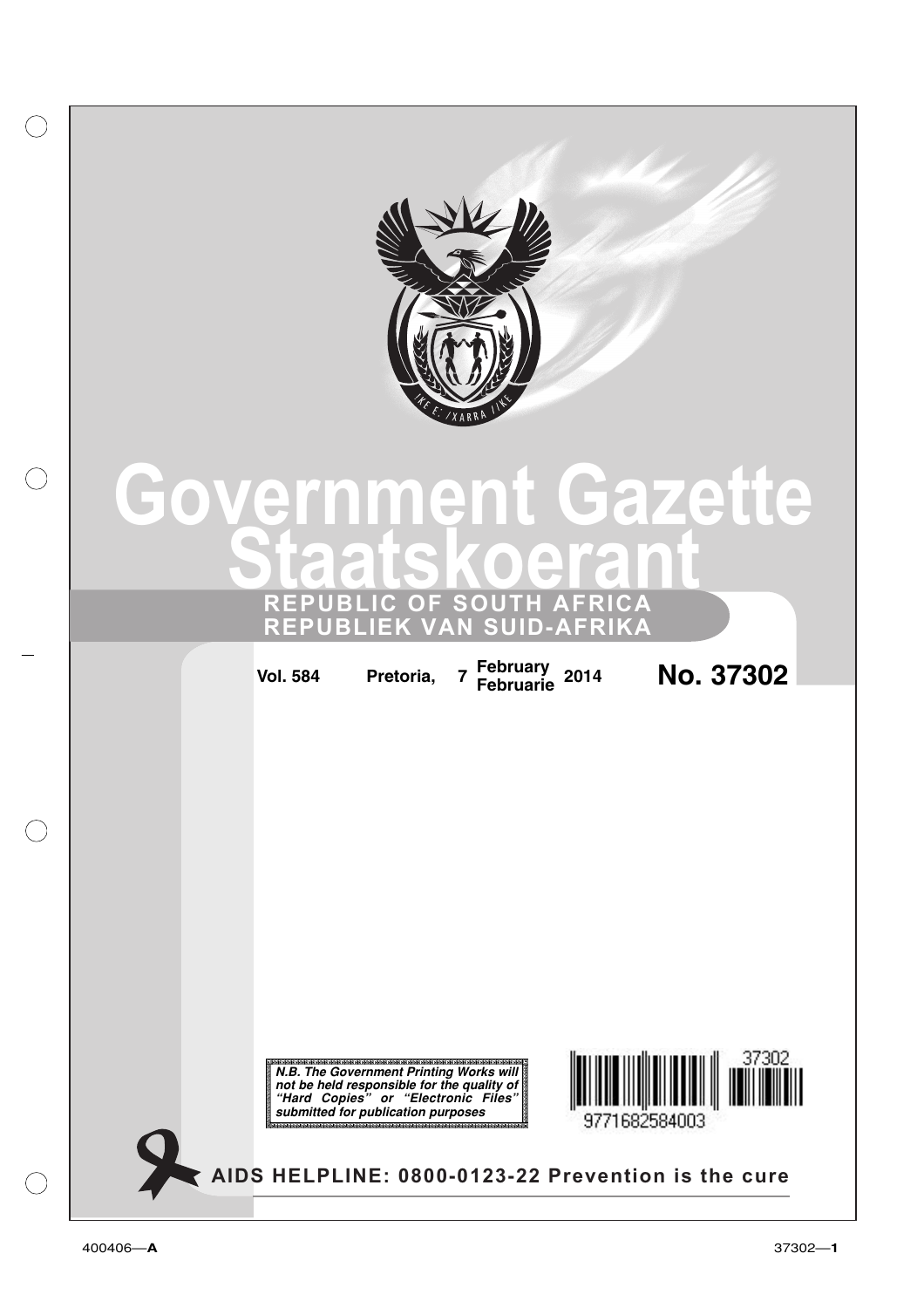# Government Gazette
# Staatskoerant

**REPUBLIC OF SOUTH AFRICA**
**REPUBLIEK VAN SUID-AFRIKA**

**Vol. 584** **Pretoria, 7 February / Februarie 2014** **No. 37302**

***N.B. The Government Printing Works will not be held responsible for the quality of "Hard Copies" or "Electronic Files" submitted for publication purposes***

37302

9771682584003

**AIDS HELPLINE: 0800-0123-22 Prevention is the cure**

400406—**A**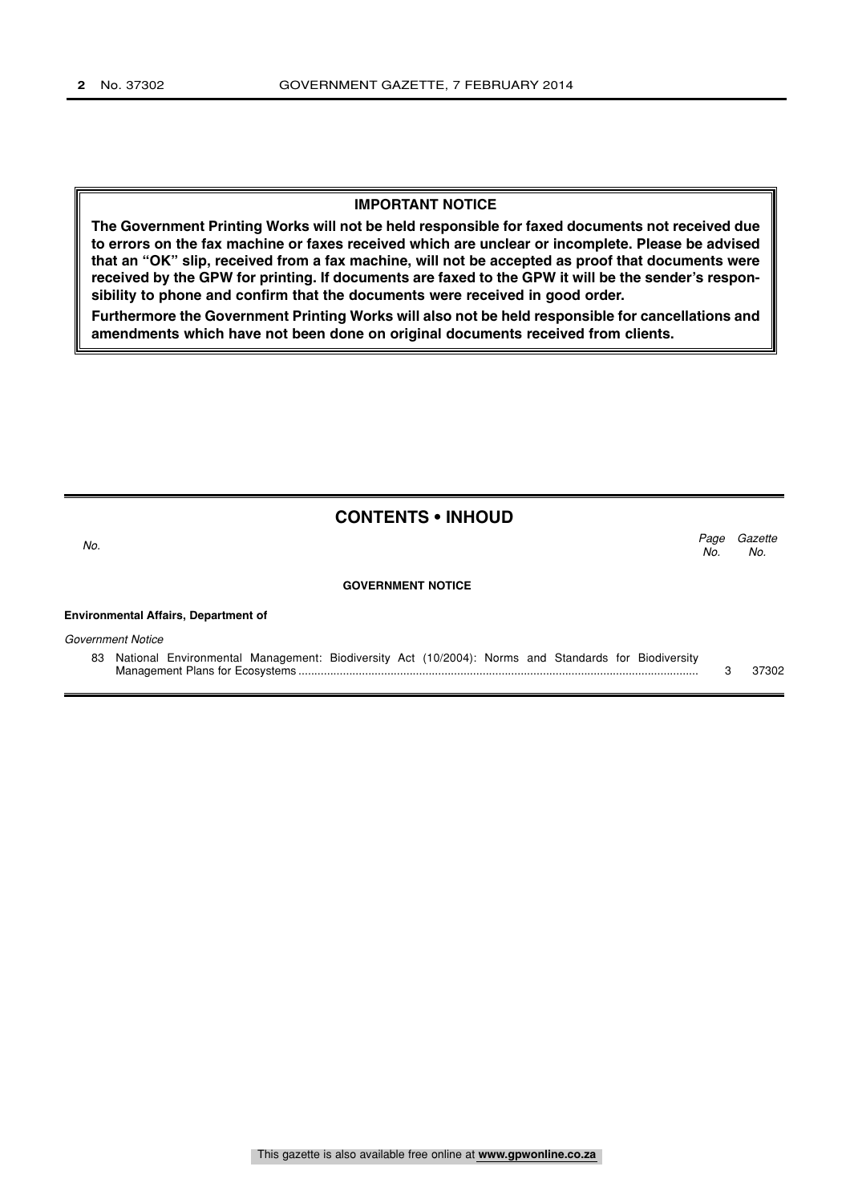**IMPORTANT NOTICE**

**The Government Printing Works will not be held responsible for faxed documents not received due to errors on the fax machine or faxes received which are unclear or incomplete. Please be advised that an "OK" slip, received from a fax machine, will not be accepted as proof that documents were received by the GPW for printing. If documents are faxed to the GPW it will be the sender's responsibility to phone and confirm that the documents were received in good order.**

**Furthermore the Government Printing Works will also not be held responsible for cancellations and amendments which have not been done on original documents received from clients.**

## CONTENTS • INHOUD

| *No.* | | *Page No.* | *Gazette No.* |
|---|---|---|---|
| | **GOVERNMENT NOTICE** | | |
| | **Environmental Affairs, Department of** | | |
| | *Government Notice* | | |
| 83 | National Environmental Management: Biodiversity Act (10/2004): Norms and Standards for Biodiversity Management Plans for Ecosystems | 3 | 37302 |

This gazette is also available free online at **www.gpwonline.co.za**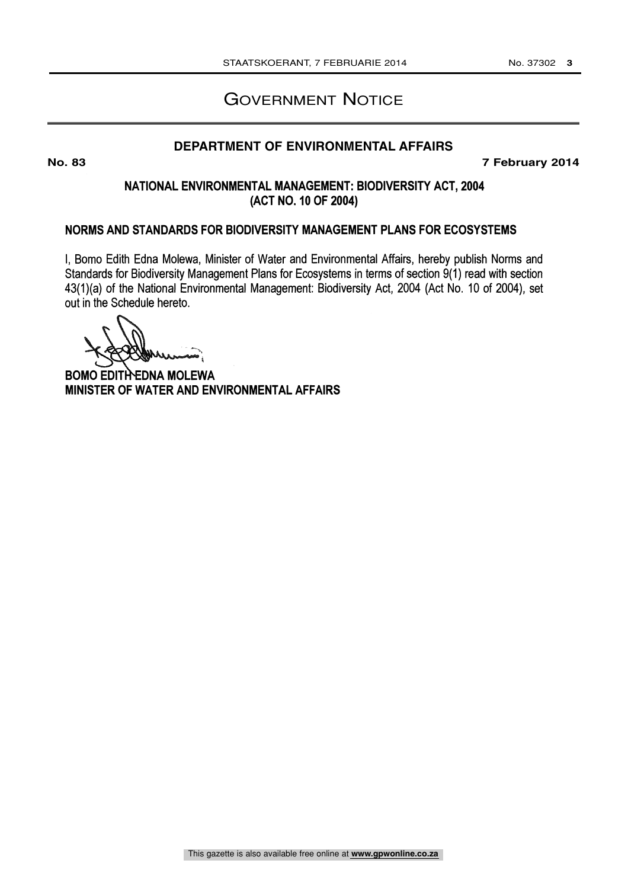# Government Notice

## DEPARTMENT OF ENVIRONMENTAL AFFAIRS

**No. 83** **7 February 2014**

### NATIONAL ENVIRONMENTAL MANAGEMENT: BIODIVERSITY ACT, 2004 (ACT NO. 10 OF 2004)

### NORMS AND STANDARDS FOR BIODIVERSITY MANAGEMENT PLANS FOR ECOSYSTEMS

I, Bomo Edith Edna Molewa, Minister of Water and Environmental Affairs, hereby publish Norms and Standards for Biodiversity Management Plans for Ecosystems in terms of section 9(1) read with section 43(1)(a) of the National Environmental Management: Biodiversity Act, 2004 (Act No. 10 of 2004), set out in the Schedule hereto.

**BOMO EDITH EDNA MOLEWA**
**MINISTER OF WATER AND ENVIRONMENTAL AFFAIRS**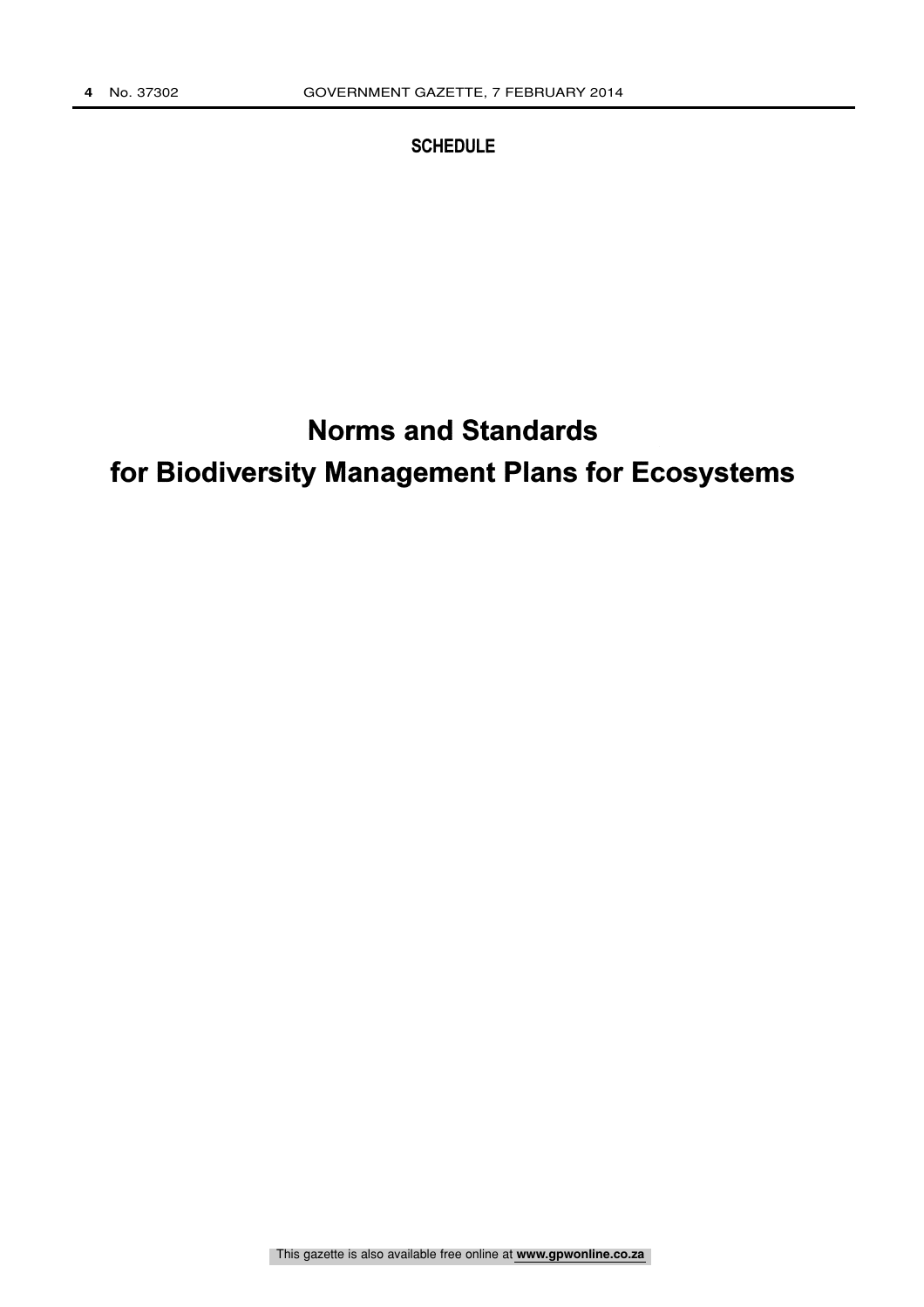**SCHEDULE**

# Norms and Standards for Biodiversity Management Plans for Ecosystems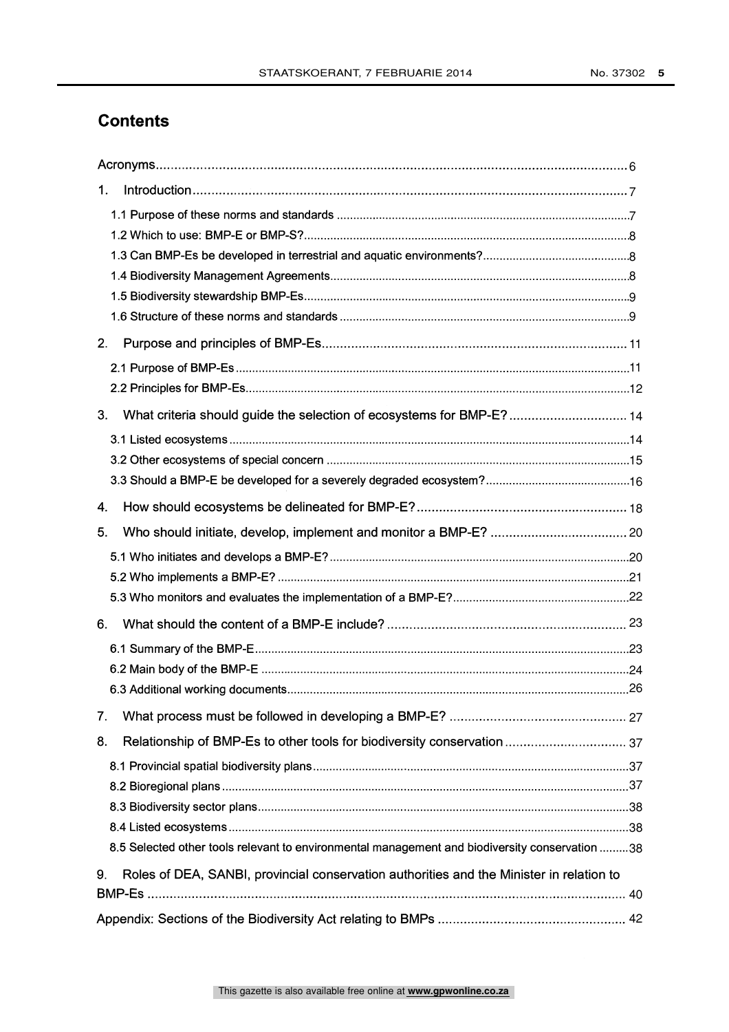## Contents

Acronyms ... 6

1. Introduction ... 7
   - 1.1 Purpose of these norms and standards ... 7
   - 1.2 Which to use: BMP-E or BMP-S? ... 8
   - 1.3 Can BMP-Es be developed in terrestrial and aquatic environments? ... 8
   - 1.4 Biodiversity Management Agreements ... 8
   - 1.5 Biodiversity stewardship BMP-Es ... 9
   - 1.6 Structure of these norms and standards ... 9
2. Purpose and principles of BMP-Es ... 11
   - 2.1 Purpose of BMP-Es ... 11
   - 2.2 Principles for BMP-Es ... 12
3. What criteria should guide the selection of ecosystems for BMP-E? ... 14
   - 3.1 Listed ecosystems ... 14
   - 3.2 Other ecosystems of special concern ... 15
   - 3.3 Should a BMP-E be developed for a severely degraded ecosystem? ... 16
4. How should ecosystems be delineated for BMP-E? ... 18
5. Who should initiate, develop, implement and monitor a BMP-E? ... 20
   - 5.1 Who initiates and develops a BMP-E? ... 20
   - 5.2 Who implements a BMP-E? ... 21
   - 5.3 Who monitors and evaluates the implementation of a BMP-E? ... 22
6. What should the content of a BMP-E include? ... 23
   - 6.1 Summary of the BMP-E ... 23
   - 6.2 Main body of the BMP-E ... 24
   - 6.3 Additional working documents ... 26
7. What process must be followed in developing a BMP-E? ... 27
8. Relationship of BMP-Es to other tools for biodiversity conservation ... 37
   - 8.1 Provincial spatial biodiversity plans ... 37
   - 8.2 Bioregional plans ... 37
   - 8.3 Biodiversity sector plans ... 38
   - 8.4 Listed ecosystems ... 38
   - 8.5 Selected other tools relevant to environmental management and biodiversity conservation ... 38
9. Roles of DEA, SANBI, provincial conservation authorities and the Minister in relation to BMP-Es ... 40

Appendix: Sections of the Biodiversity Act relating to BMPs ... 42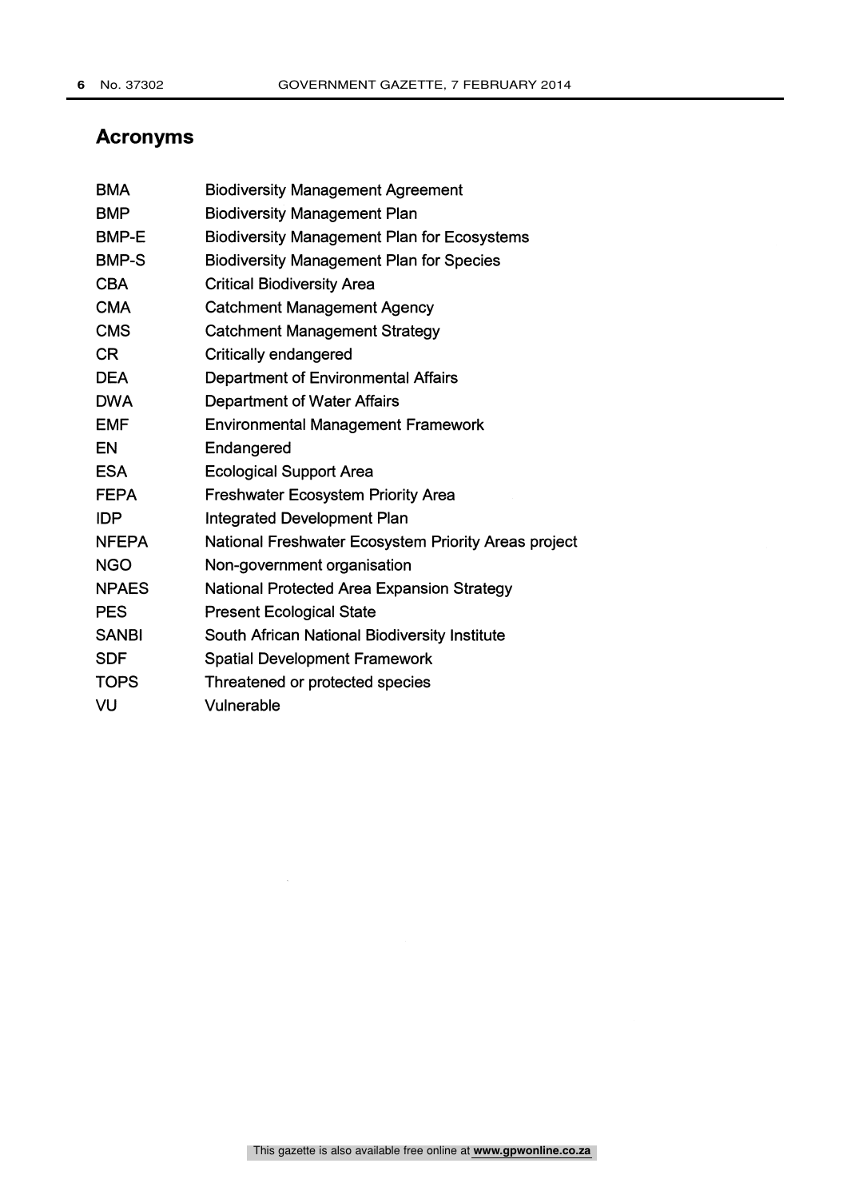## Acronyms

| | |
|---|---|
| BMA | Biodiversity Management Agreement |
| BMP | Biodiversity Management Plan |
| BMP-E | Biodiversity Management Plan for Ecosystems |
| BMP-S | Biodiversity Management Plan for Species |
| CBA | Critical Biodiversity Area |
| CMA | Catchment Management Agency |
| CMS | Catchment Management Strategy |
| CR | Critically endangered |
| DEA | Department of Environmental Affairs |
| DWA | Department of Water Affairs |
| EMF | Environmental Management Framework |
| EN | Endangered |
| ESA | Ecological Support Area |
| FEPA | Freshwater Ecosystem Priority Area |
| IDP | Integrated Development Plan |
| NFEPA | National Freshwater Ecosystem Priority Areas project |
| NGO | Non-government organisation |
| NPAES | National Protected Area Expansion Strategy |
| PES | Present Ecological State |
| SANBI | South African National Biodiversity Institute |
| SDF | Spatial Development Framework |
| TOPS | Threatened or protected species |
| VU | Vulnerable |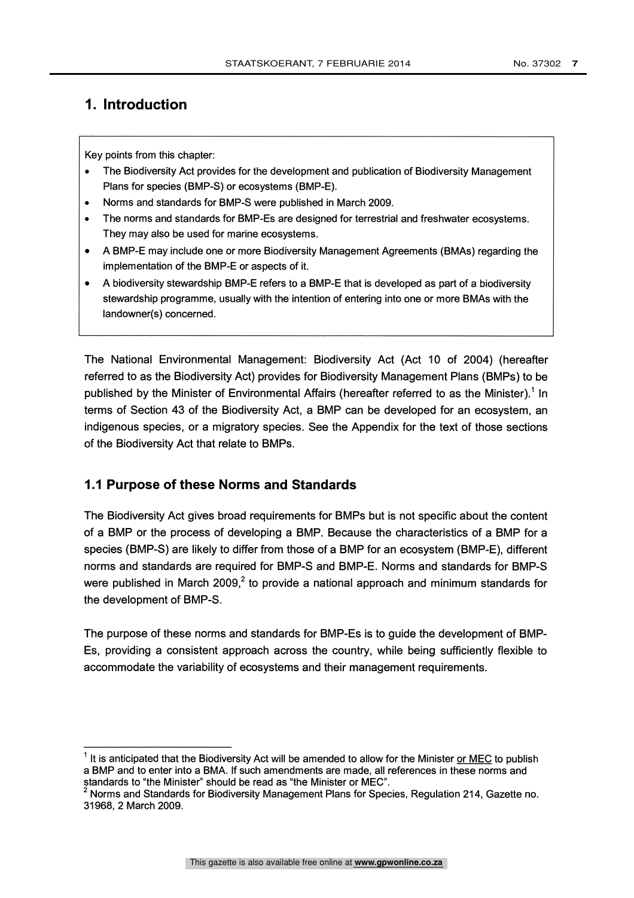# 1. Introduction

Key points from this chapter:

- The Biodiversity Act provides for the development and publication of Biodiversity Management Plans for species (BMP-S) or ecosystems (BMP-E).
- Norms and standards for BMP-S were published in March 2009.
- The norms and standards for BMP-Es are designed for terrestrial and freshwater ecosystems. They may also be used for marine ecosystems.
- A BMP-E may include one or more Biodiversity Management Agreements (BMAs) regarding the implementation of the BMP-E or aspects of it.
- A biodiversity stewardship BMP-E refers to a BMP-E that is developed as part of a biodiversity stewardship programme, usually with the intention of entering into one or more BMAs with the landowner(s) concerned.

The National Environmental Management: Biodiversity Act (Act 10 of 2004) (hereafter referred to as the Biodiversity Act) provides for Biodiversity Management Plans (BMPs) to be published by the Minister of Environmental Affairs (hereafter referred to as the Minister).[1] In terms of Section 43 of the Biodiversity Act, a BMP can be developed for an ecosystem, an indigenous species, or a migratory species. See the Appendix for the text of those sections of the Biodiversity Act that relate to BMPs.

## 1.1 Purpose of these Norms and Standards

The Biodiversity Act gives broad requirements for BMPs but is not specific about the content of a BMP or the process of developing a BMP. Because the characteristics of a BMP for a species (BMP-S) are likely to differ from those of a BMP for an ecosystem (BMP-E), different norms and standards are required for BMP-S and BMP-E. Norms and standards for BMP-S were published in March 2009,[2] to provide a national approach and minimum standards for the development of BMP-S.

The purpose of these norms and standards for BMP-Es is to guide the development of BMP-Es, providing a consistent approach across the country, while being sufficiently flexible to accommodate the variability of ecosystems and their management requirements.

---

[1] It is anticipated that the Biodiversity Act will be amended to allow for the Minister or MEC to publish a BMP and to enter into a BMA. If such amendments are made, all references in these norms and standards to "the Minister" should be read as "the Minister or MEC".

[2] Norms and Standards for Biodiversity Management Plans for Species, Regulation 214, Gazette no. 31968, 2 March 2009.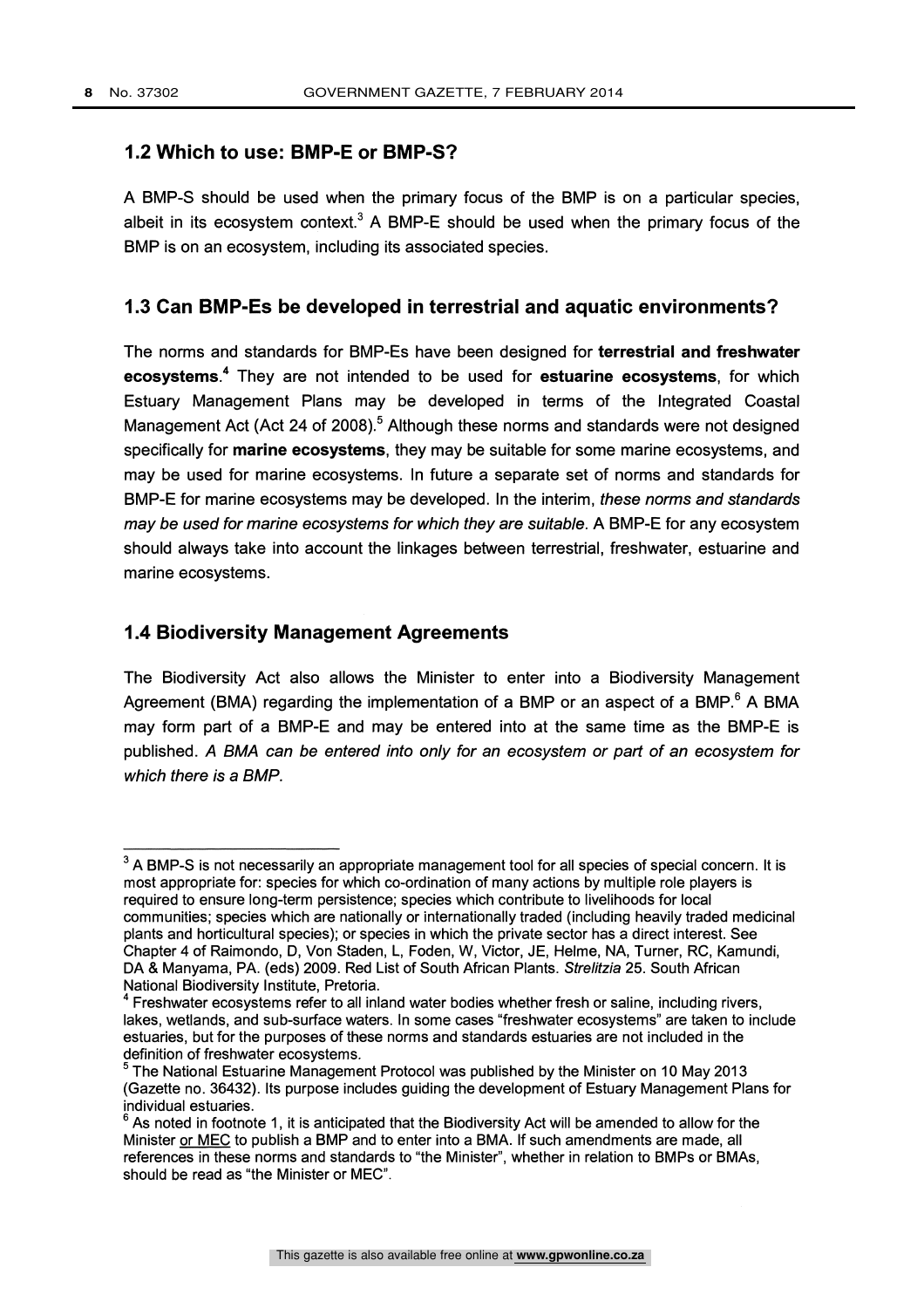## 1.2 Which to use: BMP-E or BMP-S?

A BMP-S should be used when the primary focus of the BMP is on a particular species, albeit in its ecosystem context.[3] A BMP-E should be used when the primary focus of the BMP is on an ecosystem, including its associated species.

## 1.3 Can BMP-Es be developed in terrestrial and aquatic environments?

The norms and standards for BMP-Es have been designed for **terrestrial and freshwater ecosystems**.[4] They are not intended to be used for **estuarine ecosystems**, for which Estuary Management Plans may be developed in terms of the Integrated Coastal Management Act (Act 24 of 2008).[5] Although these norms and standards were not designed specifically for **marine ecosystems**, they may be suitable for some marine ecosystems, and may be used for marine ecosystems. In future a separate set of norms and standards for BMP-E for marine ecosystems may be developed. In the interim, *these norms and standards may be used for marine ecosystems for which they are suitable.* A BMP-E for any ecosystem should always take into account the linkages between terrestrial, freshwater, estuarine and marine ecosystems.

## 1.4 Biodiversity Management Agreements

The Biodiversity Act also allows the Minister to enter into a Biodiversity Management Agreement (BMA) regarding the implementation of a BMP or an aspect of a BMP.[6] A BMA may form part of a BMP-E and may be entered into at the same time as the BMP-E is published. *A BMA can be entered into only for an ecosystem or part of an ecosystem for which there is a BMP.*

---

[3] A BMP-S is not necessarily an appropriate management tool for all species of special concern. It is most appropriate for: species for which co-ordination of many actions by multiple role players is required to ensure long-term persistence; species which contribute to livelihoods for local communities; species which are nationally or internationally traded (including heavily traded medicinal plants and horticultural species); or species in which the private sector has a direct interest. See Chapter 4 of Raimondo, D, Von Staden, L, Foden, W, Victor, JE, Helme, NA, Turner, RC, Kamundi, DA & Manyama, PA. (eds) 2009. Red List of South African Plants. *Strelitzia* 25. South African National Biodiversity Institute, Pretoria.

[4] Freshwater ecosystems refer to all inland water bodies whether fresh or saline, including rivers, lakes, wetlands, and sub-surface waters. In some cases "freshwater ecosystems" are taken to include estuaries, but for the purposes of these norms and standards estuaries are not included in the definition of freshwater ecosystems.

[5] The National Estuarine Management Protocol was published by the Minister on 10 May 2013 (Gazette no. 36432). Its purpose includes guiding the development of Estuary Management Plans for individual estuaries.

[6] As noted in footnote 1, it is anticipated that the Biodiversity Act will be amended to allow for the Minister or MEC to publish a BMP and to enter into a BMA. If such amendments are made, all references in these norms and standards to "the Minister", whether in relation to BMPs or BMAs, should be read as "the Minister or MEC".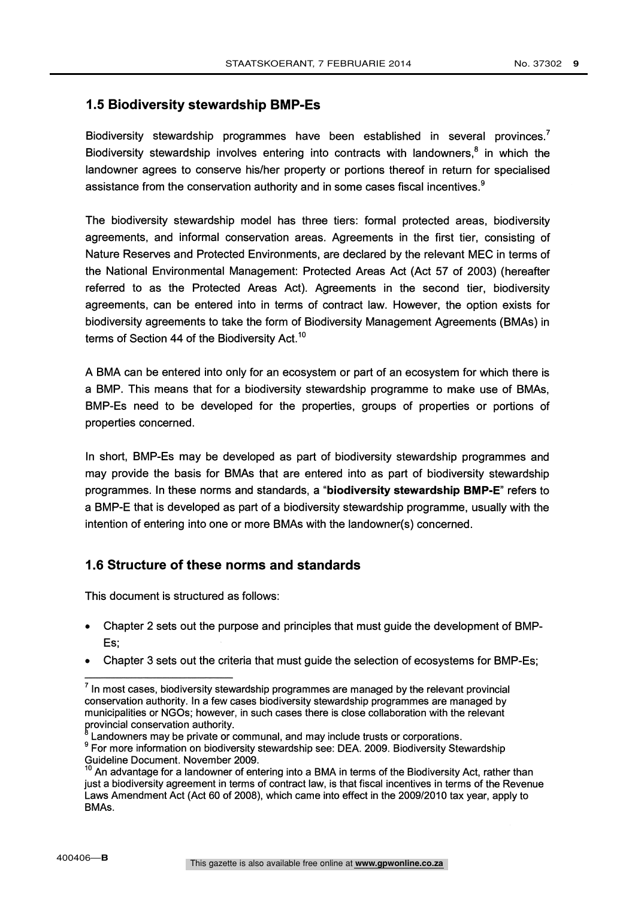## 1.5 Biodiversity stewardship BMP-Es

Biodiversity stewardship programmes have been established in several provinces.[7] Biodiversity stewardship involves entering into contracts with landowners,[8] in which the landowner agrees to conserve his/her property or portions thereof in return for specialised assistance from the conservation authority and in some cases fiscal incentives.[9]

The biodiversity stewardship model has three tiers: formal protected areas, biodiversity agreements, and informal conservation areas. Agreements in the first tier, consisting of Nature Reserves and Protected Environments, are declared by the relevant MEC in terms of the National Environmental Management: Protected Areas Act (Act 57 of 2003) (hereafter referred to as the Protected Areas Act). Agreements in the second tier, biodiversity agreements, can be entered into in terms of contract law. However, the option exists for biodiversity agreements to take the form of Biodiversity Management Agreements (BMAs) in terms of Section 44 of the Biodiversity Act.[10]

A BMA can be entered into only for an ecosystem or part of an ecosystem for which there is a BMP. This means that for a biodiversity stewardship programme to make use of BMAs, BMP-Es need to be developed for the properties, groups of properties or portions of properties concerned.

In short, BMP-Es may be developed as part of biodiversity stewardship programmes and may provide the basis for BMAs that are entered into as part of biodiversity stewardship programmes. In these norms and standards, a "**biodiversity stewardship BMP-E**" refers to a BMP-E that is developed as part of a biodiversity stewardship programme, usually with the intention of entering into one or more BMAs with the landowner(s) concerned.

## 1.6 Structure of these norms and standards

This document is structured as follows:

- Chapter 2 sets out the purpose and principles that must guide the development of BMP-Es;
- Chapter 3 sets out the criteria that must guide the selection of ecosystems for BMP-Es;

---

[7] In most cases, biodiversity stewardship programmes are managed by the relevant provincial conservation authority. In a few cases biodiversity stewardship programmes are managed by municipalities or NGOs; however, in such cases there is close collaboration with the relevant provincial conservation authority.

[8] Landowners may be private or communal, and may include trusts or corporations.

[9] For more information on biodiversity stewardship see: DEA. 2009. Biodiversity Stewardship Guideline Document. November 2009.

[10] An advantage for a landowner of entering into a BMA in terms of the Biodiversity Act, rather than just a biodiversity agreement in terms of contract law, is that fiscal incentives in terms of the Revenue Laws Amendment Act (Act 60 of 2008), which came into effect in the 2009/2010 tax year, apply to BMAs.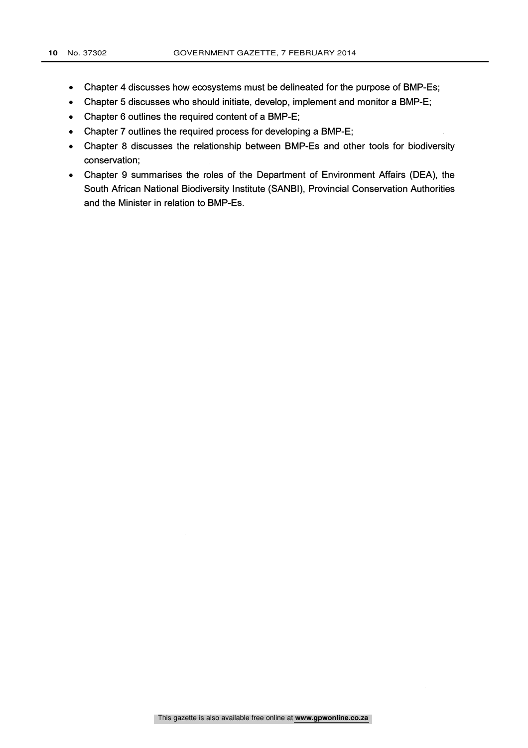- Chapter 4 discusses how ecosystems must be delineated for the purpose of BMP-Es;
- Chapter 5 discusses who should initiate, develop, implement and monitor a BMP-E;
- Chapter 6 outlines the required content of a BMP-E;
- Chapter 7 outlines the required process for developing a BMP-E;
- Chapter 8 discusses the relationship between BMP-Es and other tools for biodiversity conservation;
- Chapter 9 summarises the roles of the Department of Environment Affairs (DEA), the South African National Biodiversity Institute (SANBI), Provincial Conservation Authorities and the Minister in relation to BMP-Es.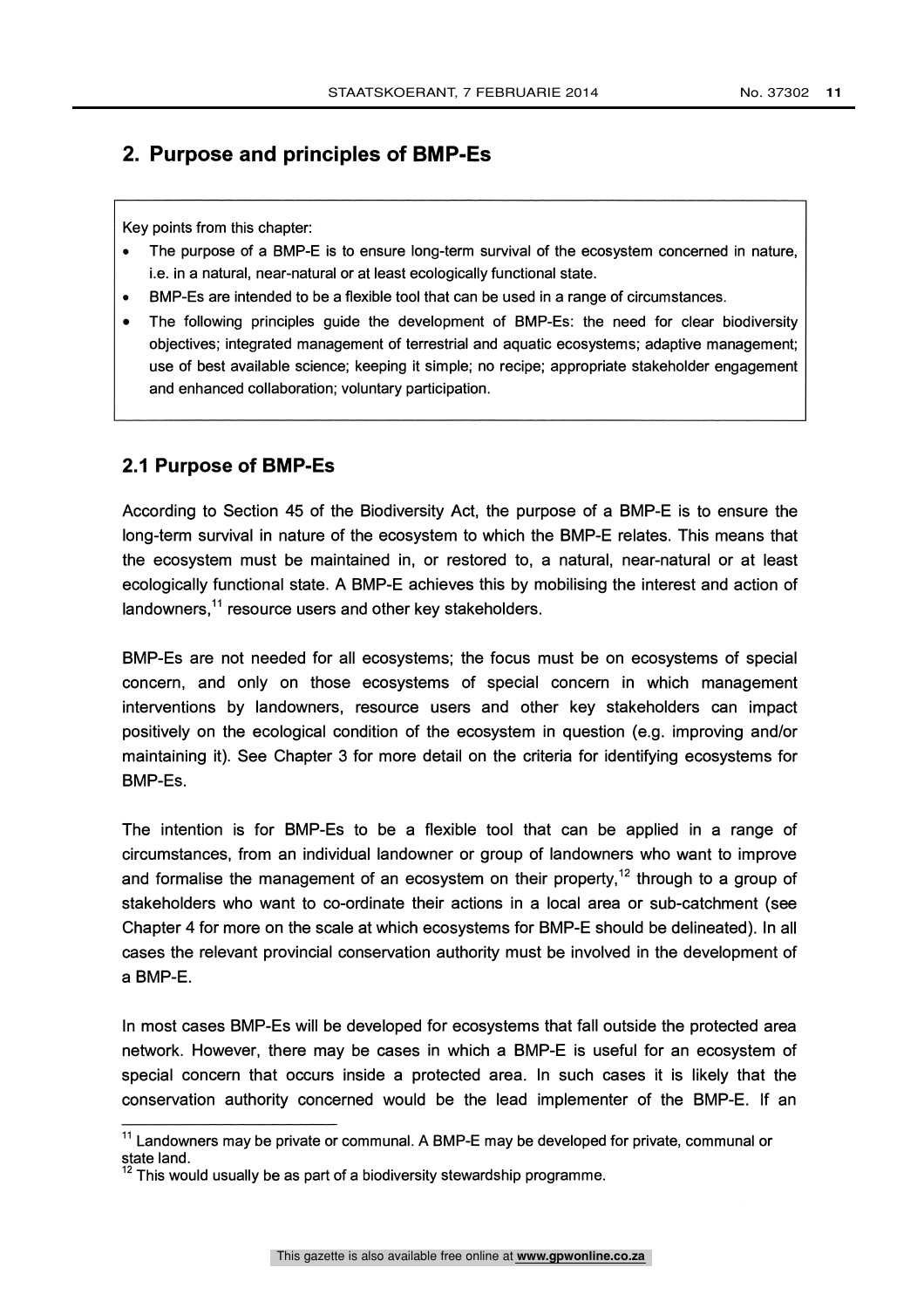## 2. Purpose and principles of BMP-Es

Key points from this chapter:

- The purpose of a BMP-E is to ensure long-term survival of the ecosystem concerned in nature, i.e. in a natural, near-natural or at least ecologically functional state.
- BMP-Es are intended to be a flexible tool that can be used in a range of circumstances.
- The following principles guide the development of BMP-Es: the need for clear biodiversity objectives; integrated management of terrestrial and aquatic ecosystems; adaptive management; use of best available science; keeping it simple; no recipe; appropriate stakeholder engagement and enhanced collaboration; voluntary participation.

### 2.1 Purpose of BMP-Es

According to Section 45 of the Biodiversity Act, the purpose of a BMP-E is to ensure the long-term survival in nature of the ecosystem to which the BMP-E relates. This means that the ecosystem must be maintained in, or restored to, a natural, near-natural or at least ecologically functional state. A BMP-E achieves this by mobilising the interest and action of landowners,[11] resource users and other key stakeholders.

BMP-Es are not needed for all ecosystems; the focus must be on ecosystems of special concern, and only on those ecosystems of special concern in which management interventions by landowners, resource users and other key stakeholders can impact positively on the ecological condition of the ecosystem in question (e.g. improving and/or maintaining it). See Chapter 3 for more detail on the criteria for identifying ecosystems for BMP-Es.

The intention is for BMP-Es to be a flexible tool that can be applied in a range of circumstances, from an individual landowner or group of landowners who want to improve and formalise the management of an ecosystem on their property,[12] through to a group of stakeholders who want to co-ordinate their actions in a local area or sub-catchment (see Chapter 4 for more on the scale at which ecosystems for BMP-E should be delineated). In all cases the relevant provincial conservation authority must be involved in the development of a BMP-E.

In most cases BMP-Es will be developed for ecosystems that fall outside the protected area network. However, there may be cases in which a BMP-E is useful for an ecosystem of special concern that occurs inside a protected area. In such cases it is likely that the conservation authority concerned would be the lead implementer of the BMP-E. If an

[11] Landowners may be private or communal. A BMP-E may be developed for private, communal or state land.

[12] This would usually be as part of a biodiversity stewardship programme.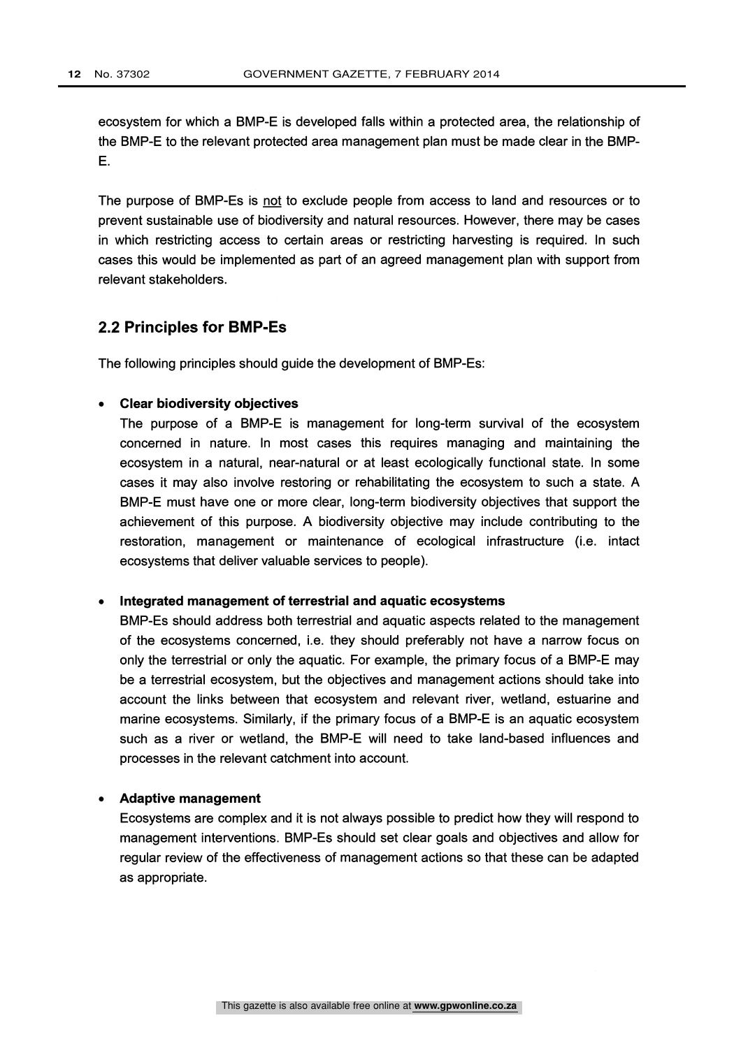ecosystem for which a BMP-E is developed falls within a protected area, the relationship of the BMP-E to the relevant protected area management plan must be made clear in the BMP-E.

The purpose of BMP-Es is not to exclude people from access to land and resources or to prevent sustainable use of biodiversity and natural resources. However, there may be cases in which restricting access to certain areas or restricting harvesting is required. In such cases this would be implemented as part of an agreed management plan with support from relevant stakeholders.

## 2.2 Principles for BMP-Es

The following principles should guide the development of BMP-Es:

- **Clear biodiversity objectives**
  The purpose of a BMP-E is management for long-term survival of the ecosystem concerned in nature. In most cases this requires managing and maintaining the ecosystem in a natural, near-natural or at least ecologically functional state. In some cases it may also involve restoring or rehabilitating the ecosystem to such a state. A BMP-E must have one or more clear, long-term biodiversity objectives that support the achievement of this purpose. A biodiversity objective may include contributing to the restoration, management or maintenance of ecological infrastructure (i.e. intact ecosystems that deliver valuable services to people).

- **Integrated management of terrestrial and aquatic ecosystems**
  BMP-Es should address both terrestrial and aquatic aspects related to the management of the ecosystems concerned, i.e. they should preferably not have a narrow focus on only the terrestrial or only the aquatic. For example, the primary focus of a BMP-E may be a terrestrial ecosystem, but the objectives and management actions should take into account the links between that ecosystem and relevant river, wetland, estuarine and marine ecosystems. Similarly, if the primary focus of a BMP-E is an aquatic ecosystem such as a river or wetland, the BMP-E will need to take land-based influences and processes in the relevant catchment into account.

- **Adaptive management**
  Ecosystems are complex and it is not always possible to predict how they will respond to management interventions. BMP-Es should set clear goals and objectives and allow for regular review of the effectiveness of management actions so that these can be adapted as appropriate.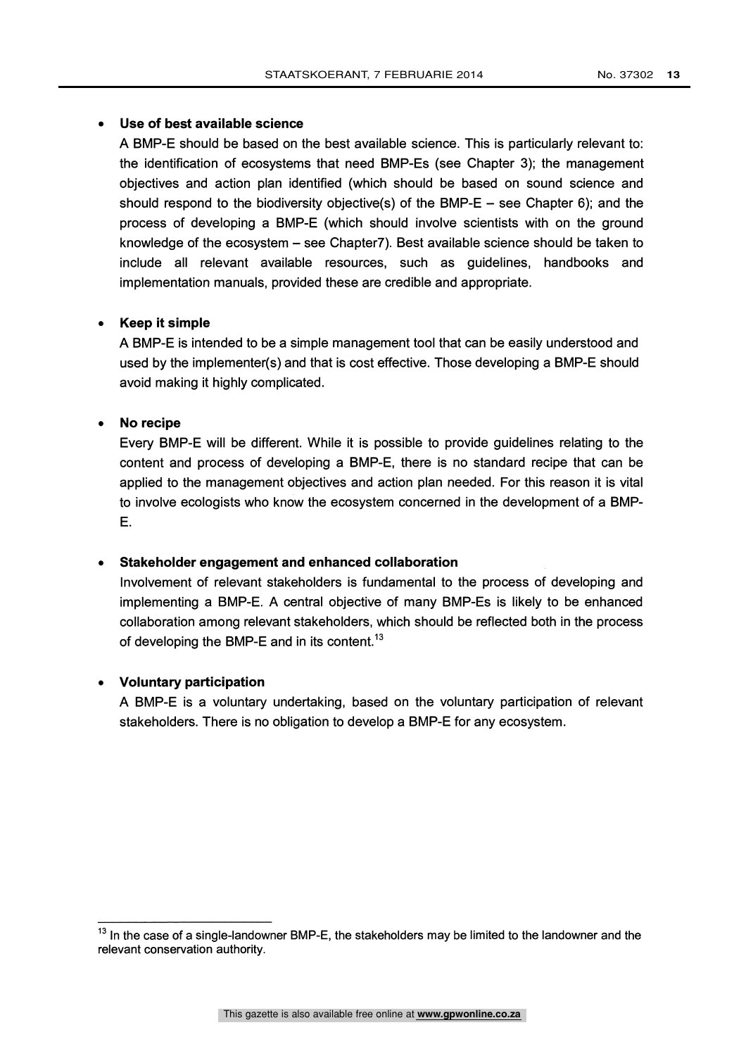- **Use of best available science**

  A BMP-E should be based on the best available science. This is particularly relevant to: the identification of ecosystems that need BMP-Es (see Chapter 3); the management objectives and action plan identified (which should be based on sound science and should respond to the biodiversity objective(s) of the BMP-E – see Chapter 6); and the process of developing a BMP-E (which should involve scientists with on the ground knowledge of the ecosystem – see Chapter7). Best available science should be taken to include all relevant available resources, such as guidelines, handbooks and implementation manuals, provided these are credible and appropriate.

- **Keep it simple**

  A BMP-E is intended to be a simple management tool that can be easily understood and used by the implementer(s) and that is cost effective. Those developing a BMP-E should avoid making it highly complicated.

- **No recipe**

  Every BMP-E will be different. While it is possible to provide guidelines relating to the content and process of developing a BMP-E, there is no standard recipe that can be applied to the management objectives and action plan needed. For this reason it is vital to involve ecologists who know the ecosystem concerned in the development of a BMP-E.

- **Stakeholder engagement and enhanced collaboration**

  Involvement of relevant stakeholders is fundamental to the process of developing and implementing a BMP-E. A central objective of many BMP-Es is likely to be enhanced collaboration among relevant stakeholders, which should be reflected both in the process of developing the BMP-E and in its content.[13]

- **Voluntary participation**

  A BMP-E is a voluntary undertaking, based on the voluntary participation of relevant stakeholders. There is no obligation to develop a BMP-E for any ecosystem.

---

[13] In the case of a single-landowner BMP-E, the stakeholders may be limited to the landowner and the relevant conservation authority.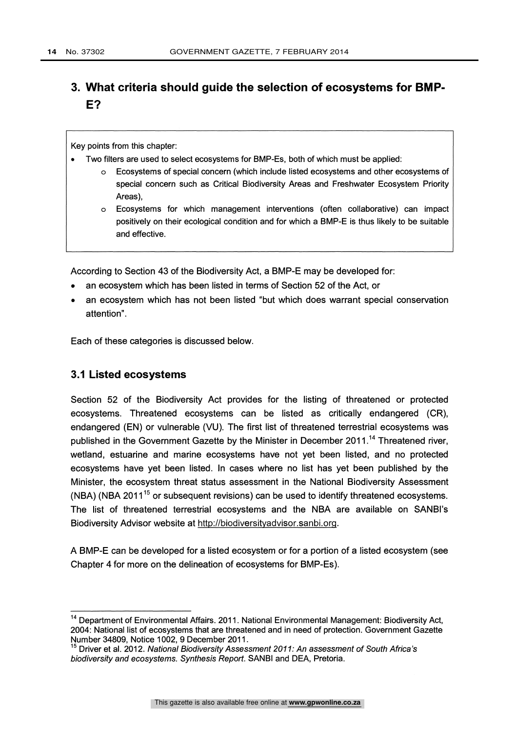# 3. What criteria should guide the selection of ecosystems for BMP-E?

Key points from this chapter:

- Two filters are used to select ecosystems for BMP-Es, both of which must be applied:
  - Ecosystems of special concern (which include listed ecosystems and other ecosystems of special concern such as Critical Biodiversity Areas and Freshwater Ecosystem Priority Areas),
  - Ecosystems for which management interventions (often collaborative) can impact positively on their ecological condition and for which a BMP-E is thus likely to be suitable and effective.

According to Section 43 of the Biodiversity Act, a BMP-E may be developed for:

- an ecosystem which has been listed in terms of Section 52 of the Act, or
- an ecosystem which has not been listed "but which does warrant special conservation attention".

Each of these categories is discussed below.

## 3.1 Listed ecosystems

Section 52 of the Biodiversity Act provides for the listing of threatened or protected ecosystems. Threatened ecosystems can be listed as critically endangered (CR), endangered (EN) or vulnerable (VU). The first list of threatened terrestrial ecosystems was published in the Government Gazette by the Minister in December 2011.[14] Threatened river, wetland, estuarine and marine ecosystems have not yet been listed, and no protected ecosystems have yet been listed. In cases where no list has yet been published by the Minister, the ecosystem threat status assessment in the National Biodiversity Assessment (NBA) (NBA 2011[15] or subsequent revisions) can be used to identify threatened ecosystems. The list of threatened terrestrial ecosystems and the NBA are available on SANBI's Biodiversity Advisor website at http://biodiversityadvisor.sanbi.org.

A BMP-E can be developed for a listed ecosystem or for a portion of a listed ecosystem (see Chapter 4 for more on the delineation of ecosystems for BMP-Es).

---

[14] Department of Environmental Affairs. 2011. National Environmental Management: Biodiversity Act, 2004: National list of ecosystems that are threatened and in need of protection. Government Gazette Number 34809, Notice 1002, 9 December 2011.

[15] Driver et al. 2012. *National Biodiversity Assessment 2011: An assessment of South Africa's biodiversity and ecosystems. Synthesis Report.* SANBI and DEA, Pretoria.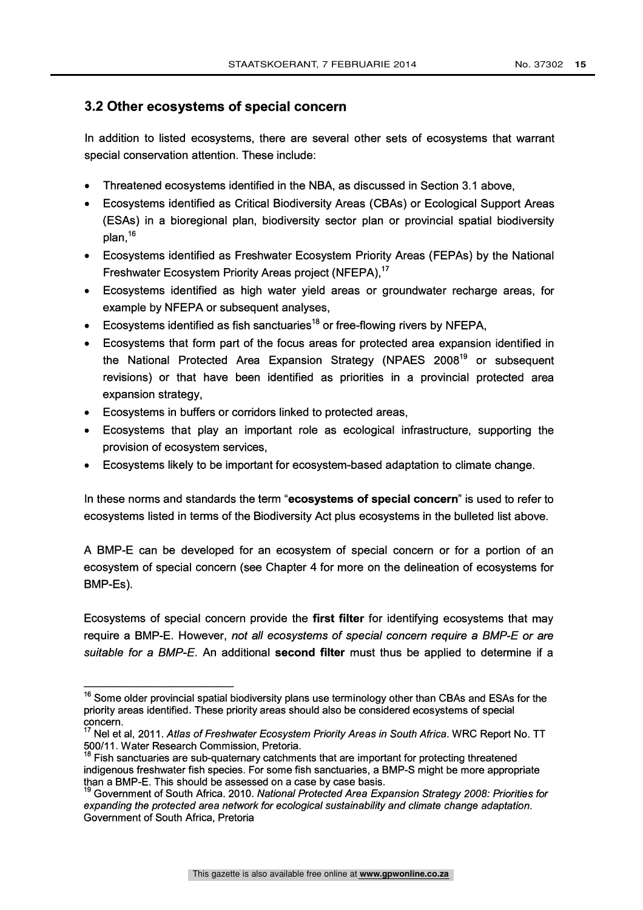## 3.2 Other ecosystems of special concern

In addition to listed ecosystems, there are several other sets of ecosystems that warrant special conservation attention. These include:

- Threatened ecosystems identified in the NBA, as discussed in Section 3.1 above,
- Ecosystems identified as Critical Biodiversity Areas (CBAs) or Ecological Support Areas (ESAs) in a bioregional plan, biodiversity sector plan or provincial spatial biodiversity plan,[16]
- Ecosystems identified as Freshwater Ecosystem Priority Areas (FEPAs) by the National Freshwater Ecosystem Priority Areas project (NFEPA),[17]
- Ecosystems identified as high water yield areas or groundwater recharge areas, for example by NFEPA or subsequent analyses,
- Ecosystems identified as fish sanctuaries[18] or free-flowing rivers by NFEPA,
- Ecosystems that form part of the focus areas for protected area expansion identified in the National Protected Area Expansion Strategy (NPAES 2008[19] or subsequent revisions) or that have been identified as priorities in a provincial protected area expansion strategy,
- Ecosystems in buffers or corridors linked to protected areas,
- Ecosystems that play an important role as ecological infrastructure, supporting the provision of ecosystem services,
- Ecosystems likely to be important for ecosystem-based adaptation to climate change.

In these norms and standards the term "**ecosystems of special concern**" is used to refer to ecosystems listed in terms of the Biodiversity Act plus ecosystems in the bulleted list above.

A BMP-E can be developed for an ecosystem of special concern or for a portion of an ecosystem of special concern (see Chapter 4 for more on the delineation of ecosystems for BMP-Es).

Ecosystems of special concern provide the **first filter** for identifying ecosystems that may require a BMP-E. However, *not all ecosystems of special concern require a BMP-E or are suitable for a BMP-E*. An additional **second filter** must thus be applied to determine if a

---

[16] Some older provincial spatial biodiversity plans use terminology other than CBAs and ESAs for the priority areas identified. These priority areas should also be considered ecosystems of special concern.

[17] Nel et al, 2011. *Atlas of Freshwater Ecosystem Priority Areas in South Africa*. WRC Report No. TT 500/11. Water Research Commission, Pretoria.

[18] Fish sanctuaries are sub-quaternary catchments that are important for protecting threatened indigenous freshwater fish species. For some fish sanctuaries, a BMP-S might be more appropriate than a BMP-E. This should be assessed on a case by case basis.

[19] Government of South Africa. 2010. *National Protected Area Expansion Strategy 2008: Priorities for expanding the protected area network for ecological sustainability and climate change adaptation*. Government of South Africa, Pretoria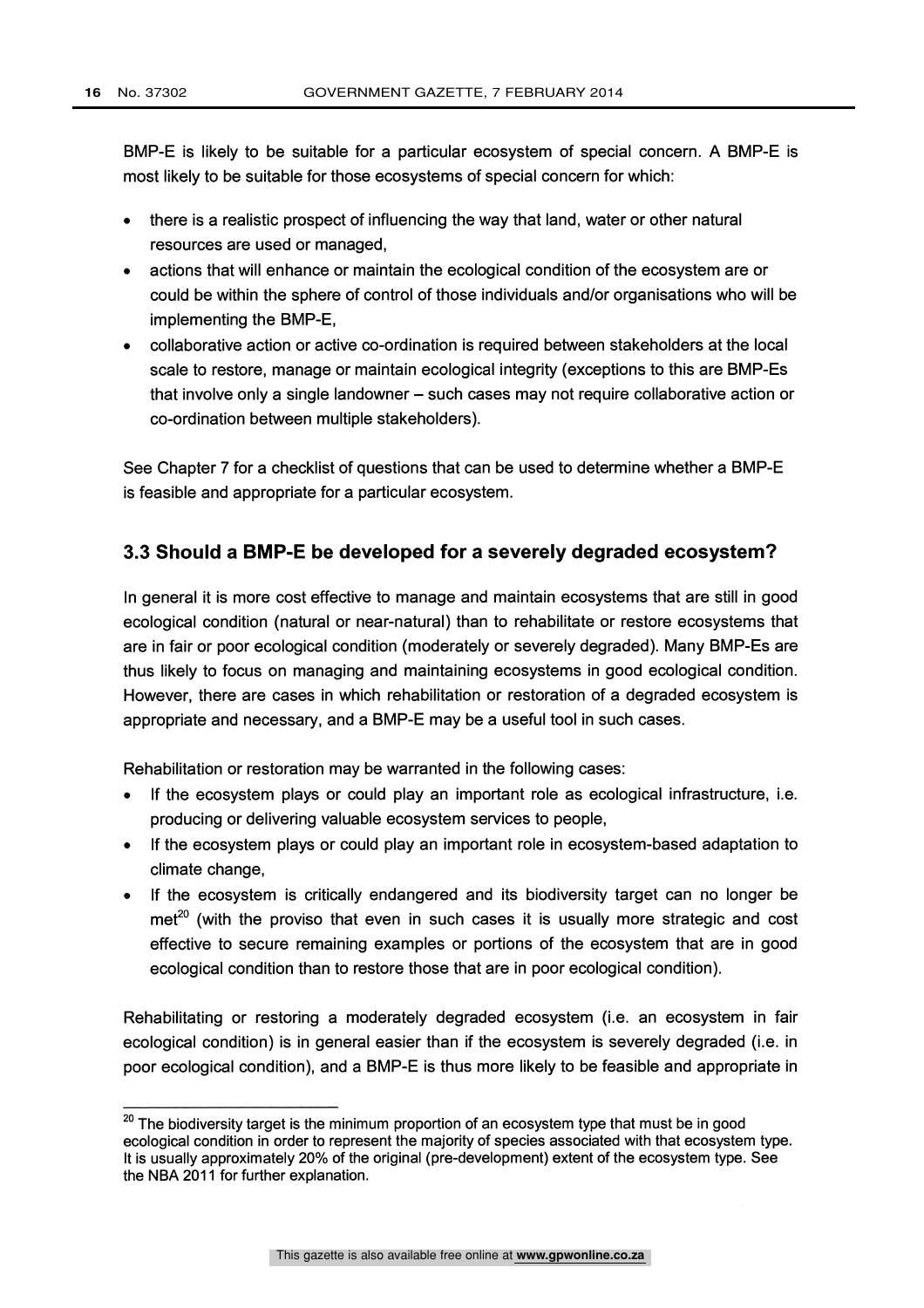BMP-E is likely to be suitable for a particular ecosystem of special concern. A BMP-E is most likely to be suitable for those ecosystems of special concern for which:

- there is a realistic prospect of influencing the way that land, water or other natural resources are used or managed,
- actions that will enhance or maintain the ecological condition of the ecosystem are or could be within the sphere of control of those individuals and/or organisations who will be implementing the BMP-E,
- collaborative action or active co-ordination is required between stakeholders at the local scale to restore, manage or maintain ecological integrity (exceptions to this are BMP-Es that involve only a single landowner – such cases may not require collaborative action or co-ordination between multiple stakeholders).

See Chapter 7 for a checklist of questions that can be used to determine whether a BMP-E is feasible and appropriate for a particular ecosystem.

## 3.3 Should a BMP-E be developed for a severely degraded ecosystem?

In general it is more cost effective to manage and maintain ecosystems that are still in good ecological condition (natural or near-natural) than to rehabilitate or restore ecosystems that are in fair or poor ecological condition (moderately or severely degraded). Many BMP-Es are thus likely to focus on managing and maintaining ecosystems in good ecological condition. However, there are cases in which rehabilitation or restoration of a degraded ecosystem is appropriate and necessary, and a BMP-E may be a useful tool in such cases.

Rehabilitation or restoration may be warranted in the following cases:

- If the ecosystem plays or could play an important role as ecological infrastructure, i.e. producing or delivering valuable ecosystem services to people,
- If the ecosystem plays or could play an important role in ecosystem-based adaptation to climate change,
- If the ecosystem is critically endangered and its biodiversity target can no longer be met[20] (with the proviso that even in such cases it is usually more strategic and cost effective to secure remaining examples or portions of the ecosystem that are in good ecological condition than to restore those that are in poor ecological condition).

Rehabilitating or restoring a moderately degraded ecosystem (i.e. an ecosystem in fair ecological condition) is in general easier than if the ecosystem is severely degraded (i.e. in poor ecological condition), and a BMP-E is thus more likely to be feasible and appropriate in

---

[20] The biodiversity target is the minimum proportion of an ecosystem type that must be in good ecological condition in order to represent the majority of species associated with that ecosystem type. It is usually approximately 20% of the original (pre-development) extent of the ecosystem type. See the NBA 2011 for further explanation.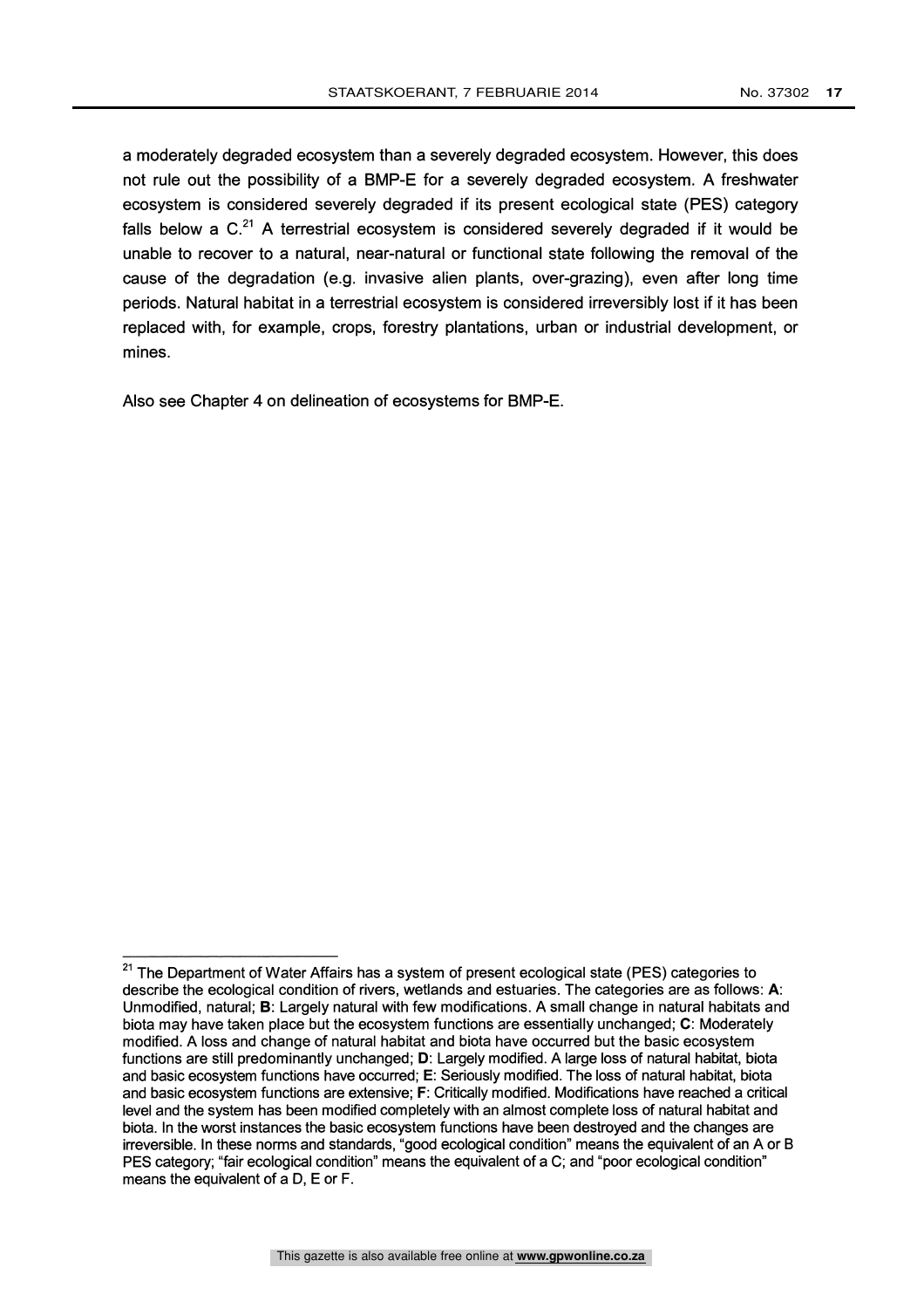a moderately degraded ecosystem than a severely degraded ecosystem. However, this does not rule out the possibility of a BMP-E for a severely degraded ecosystem. A freshwater ecosystem is considered severely degraded if its present ecological state (PES) category falls below a C.[21] A terrestrial ecosystem is considered severely degraded if it would be unable to recover to a natural, near-natural or functional state following the removal of the cause of the degradation (e.g. invasive alien plants, over-grazing), even after long time periods. Natural habitat in a terrestrial ecosystem is considered irreversibly lost if it has been replaced with, for example, crops, forestry plantations, urban or industrial development, or mines.

Also see Chapter 4 on delineation of ecosystems for BMP-E.

---

[21] The Department of Water Affairs has a system of present ecological state (PES) categories to describe the ecological condition of rivers, wetlands and estuaries. The categories are as follows: **A**: Unmodified, natural; **B**: Largely natural with few modifications. A small change in natural habitats and biota may have taken place but the ecosystem functions are essentially unchanged; **C**: Moderately modified. A loss and change of natural habitat and biota have occurred but the basic ecosystem functions are still predominantly unchanged; **D**: Largely modified. A large loss of natural habitat, biota and basic ecosystem functions have occurred; **E**: Seriously modified. The loss of natural habitat, biota and basic ecosystem functions are extensive; **F**: Critically modified. Modifications have reached a critical level and the system has been modified completely with an almost complete loss of natural habitat and biota. In the worst instances the basic ecosystem functions have been destroyed and the changes are irreversible. In these norms and standards, "good ecological condition" means the equivalent of an A or B PES category; "fair ecological condition" means the equivalent of a C; and "poor ecological condition" means the equivalent of a D, E or F.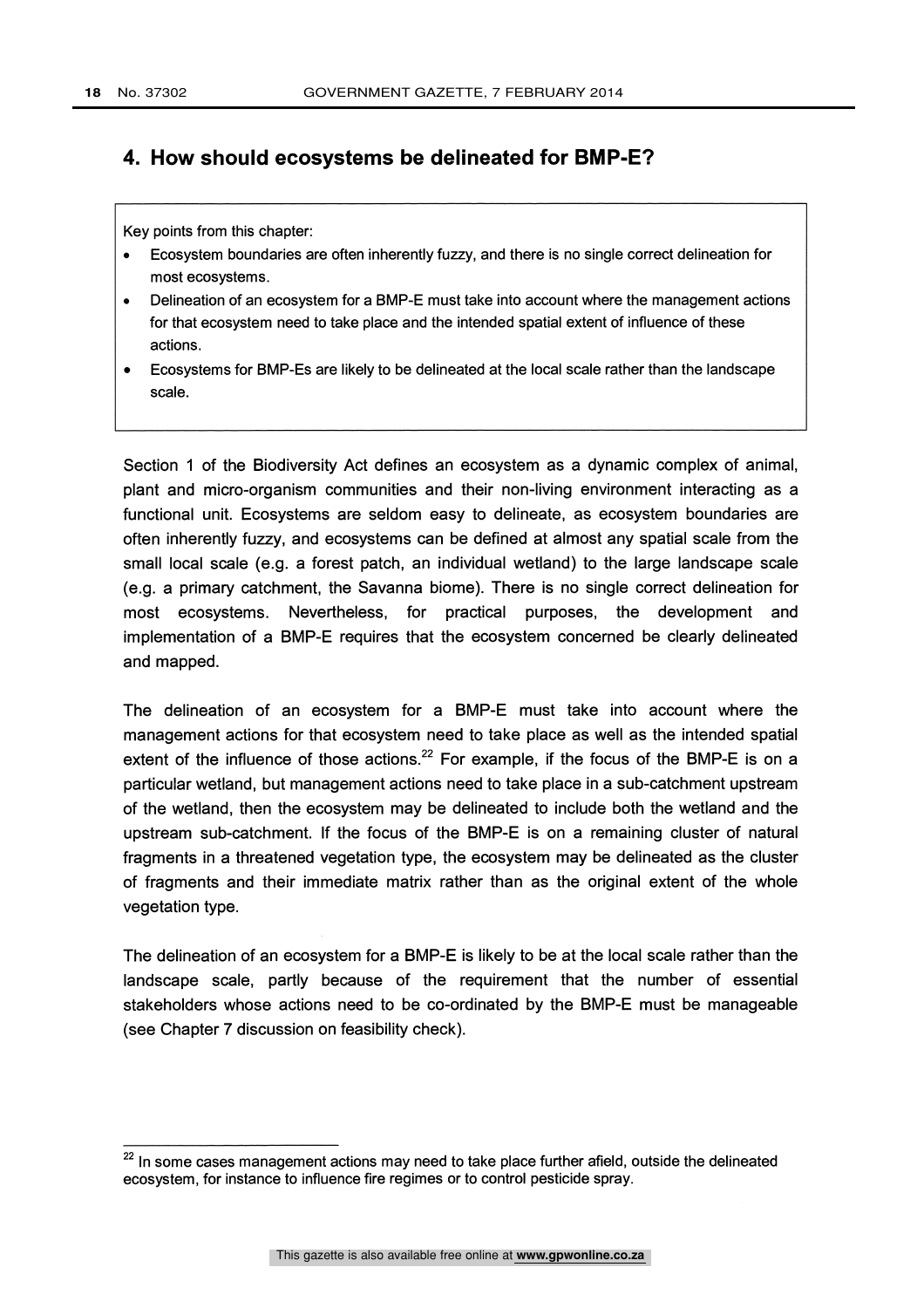# 4. How should ecosystems be delineated for BMP-E?

Key points from this chapter:

- Ecosystem boundaries are often inherently fuzzy, and there is no single correct delineation for most ecosystems.
- Delineation of an ecosystem for a BMP-E must take into account where the management actions for that ecosystem need to take place and the intended spatial extent of influence of these actions.
- Ecosystems for BMP-Es are likely to be delineated at the local scale rather than the landscape scale.

Section 1 of the Biodiversity Act defines an ecosystem as a dynamic complex of animal, plant and micro-organism communities and their non-living environment interacting as a functional unit. Ecosystems are seldom easy to delineate, as ecosystem boundaries are often inherently fuzzy, and ecosystems can be defined at almost any spatial scale from the small local scale (e.g. a forest patch, an individual wetland) to the large landscape scale (e.g. a primary catchment, the Savanna biome). There is no single correct delineation for most ecosystems. Nevertheless, for practical purposes, the development and implementation of a BMP-E requires that the ecosystem concerned be clearly delineated and mapped.

The delineation of an ecosystem for a BMP-E must take into account where the management actions for that ecosystem need to take place as well as the intended spatial extent of the influence of those actions.[22] For example, if the focus of the BMP-E is on a particular wetland, but management actions need to take place in a sub-catchment upstream of the wetland, then the ecosystem may be delineated to include both the wetland and the upstream sub-catchment. If the focus of the BMP-E is on a remaining cluster of natural fragments in a threatened vegetation type, the ecosystem may be delineated as the cluster of fragments and their immediate matrix rather than as the original extent of the whole vegetation type.

The delineation of an ecosystem for a BMP-E is likely to be at the local scale rather than the landscape scale, partly because of the requirement that the number of essential stakeholders whose actions need to be co-ordinated by the BMP-E must be manageable (see Chapter 7 discussion on feasibility check).

[22] In some cases management actions may need to take place further afield, outside the delineated ecosystem, for instance to influence fire regimes or to control pesticide spray.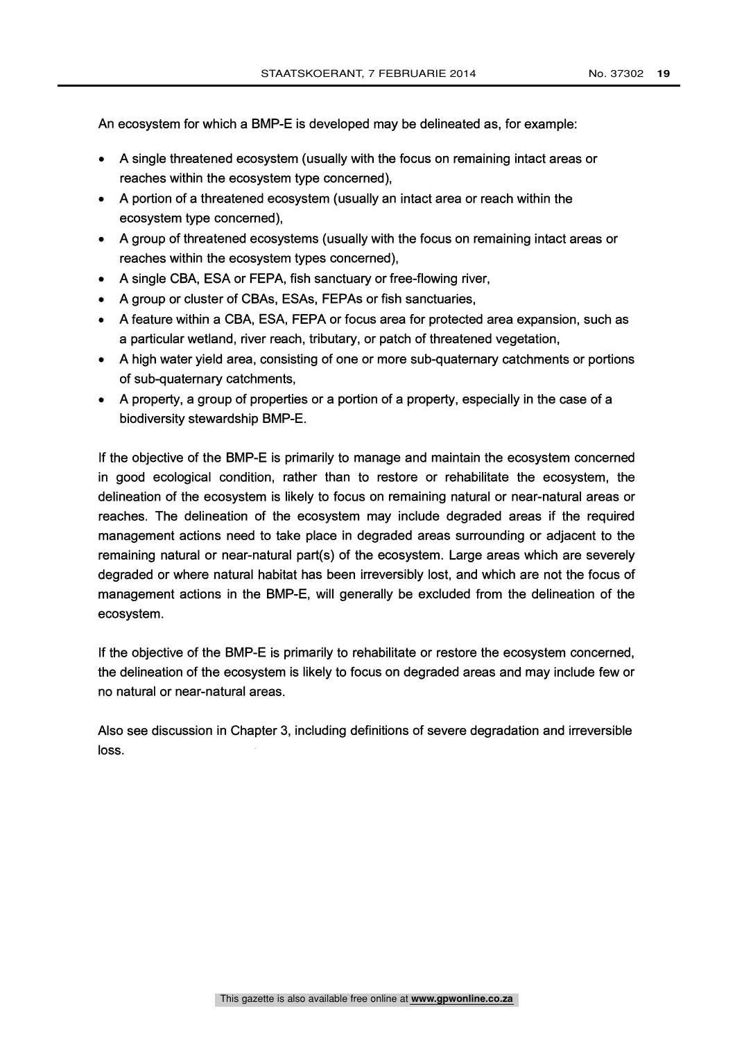An ecosystem for which a BMP-E is developed may be delineated as, for example:

- A single threatened ecosystem (usually with the focus on remaining intact areas or reaches within the ecosystem type concerned),
- A portion of a threatened ecosystem (usually an intact area or reach within the ecosystem type concerned),
- A group of threatened ecosystems (usually with the focus on remaining intact areas or reaches within the ecosystem types concerned),
- A single CBA, ESA or FEPA, fish sanctuary or free-flowing river,
- A group or cluster of CBAs, ESAs, FEPAs or fish sanctuaries,
- A feature within a CBA, ESA, FEPA or focus area for protected area expansion, such as a particular wetland, river reach, tributary, or patch of threatened vegetation,
- A high water yield area, consisting of one or more sub-quaternary catchments or portions of sub-quaternary catchments,
- A property, a group of properties or a portion of a property, especially in the case of a biodiversity stewardship BMP-E.

If the objective of the BMP-E is primarily to manage and maintain the ecosystem concerned in good ecological condition, rather than to restore or rehabilitate the ecosystem, the delineation of the ecosystem is likely to focus on remaining natural or near-natural areas or reaches. The delineation of the ecosystem may include degraded areas if the required management actions need to take place in degraded areas surrounding or adjacent to the remaining natural or near-natural part(s) of the ecosystem. Large areas which are severely degraded or where natural habitat has been irreversibly lost, and which are not the focus of management actions in the BMP-E, will generally be excluded from the delineation of the ecosystem.

If the objective of the BMP-E is primarily to rehabilitate or restore the ecosystem concerned, the delineation of the ecosystem is likely to focus on degraded areas and may include few or no natural or near-natural areas.

Also see discussion in Chapter 3, including definitions of severe degradation and irreversible loss.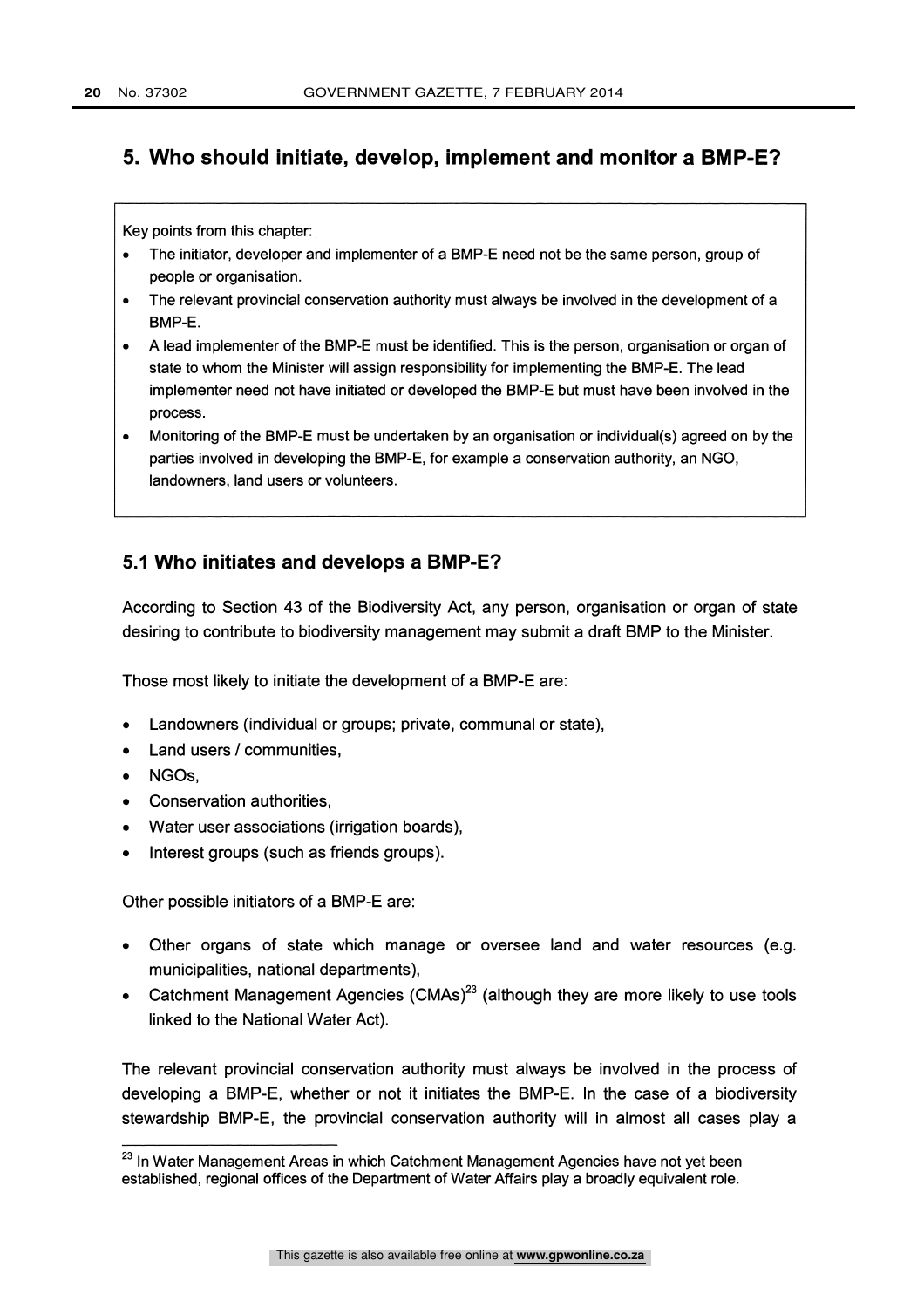## 5. Who should initiate, develop, implement and monitor a BMP-E?

Key points from this chapter:

- The initiator, developer and implementer of a BMP-E need not be the same person, group of people or organisation.
- The relevant provincial conservation authority must always be involved in the development of a BMP-E.
- A lead implementer of the BMP-E must be identified. This is the person, organisation or organ of state to whom the Minister will assign responsibility for implementing the BMP-E. The lead implementer need not have initiated or developed the BMP-E but must have been involved in the process.
- Monitoring of the BMP-E must be undertaken by an organisation or individual(s) agreed on by the parties involved in developing the BMP-E, for example a conservation authority, an NGO, landowners, land users or volunteers.

### 5.1 Who initiates and develops a BMP-E?

According to Section 43 of the Biodiversity Act, any person, organisation or organ of state desiring to contribute to biodiversity management may submit a draft BMP to the Minister.

Those most likely to initiate the development of a BMP-E are:

- Landowners (individual or groups; private, communal or state),
- Land users / communities,
- NGOs,
- Conservation authorities,
- Water user associations (irrigation boards),
- Interest groups (such as friends groups).

Other possible initiators of a BMP-E are:

- Other organs of state which manage or oversee land and water resources (e.g. municipalities, national departments),
- Catchment Management Agencies (CMAs)[23] (although they are more likely to use tools linked to the National Water Act).

The relevant provincial conservation authority must always be involved in the process of developing a BMP-E, whether or not it initiates the BMP-E. In the case of a biodiversity stewardship BMP-E, the provincial conservation authority will in almost all cases play a

[23] In Water Management Areas in which Catchment Management Agencies have not yet been established, regional offices of the Department of Water Affairs play a broadly equivalent role.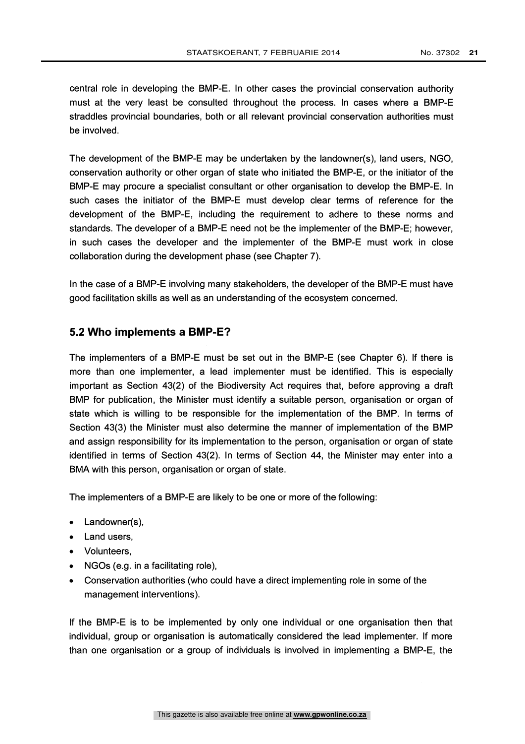central role in developing the BMP-E. In other cases the provincial conservation authority must at the very least be consulted throughout the process. In cases where a BMP-E straddles provincial boundaries, both or all relevant provincial conservation authorities must be involved.

The development of the BMP-E may be undertaken by the landowner(s), land users, NGO, conservation authority or other organ of state who initiated the BMP-E, or the initiator of the BMP-E may procure a specialist consultant or other organisation to develop the BMP-E. In such cases the initiator of the BMP-E must develop clear terms of reference for the development of the BMP-E, including the requirement to adhere to these norms and standards. The developer of a BMP-E need not be the implementer of the BMP-E; however, in such cases the developer and the implementer of the BMP-E must work in close collaboration during the development phase (see Chapter 7).

In the case of a BMP-E involving many stakeholders, the developer of the BMP-E must have good facilitation skills as well as an understanding of the ecosystem concerned.

## 5.2 Who implements a BMP-E?

The implementers of a BMP-E must be set out in the BMP-E (see Chapter 6). If there is more than one implementer, a lead implementer must be identified. This is especially important as Section 43(2) of the Biodiversity Act requires that, before approving a draft BMP for publication, the Minister must identify a suitable person, organisation or organ of state which is willing to be responsible for the implementation of the BMP. In terms of Section 43(3) the Minister must also determine the manner of implementation of the BMP and assign responsibility for its implementation to the person, organisation or organ of state identified in terms of Section 43(2). In terms of Section 44, the Minister may enter into a BMA with this person, organisation or organ of state.

The implementers of a BMP-E are likely to be one or more of the following:

- Landowner(s),
- Land users,
- Volunteers,
- NGOs (e.g. in a facilitating role),
- Conservation authorities (who could have a direct implementing role in some of the management interventions).

If the BMP-E is to be implemented by only one individual or one organisation then that individual, group or organisation is automatically considered the lead implementer. If more than one organisation or a group of individuals is involved in implementing a BMP-E, the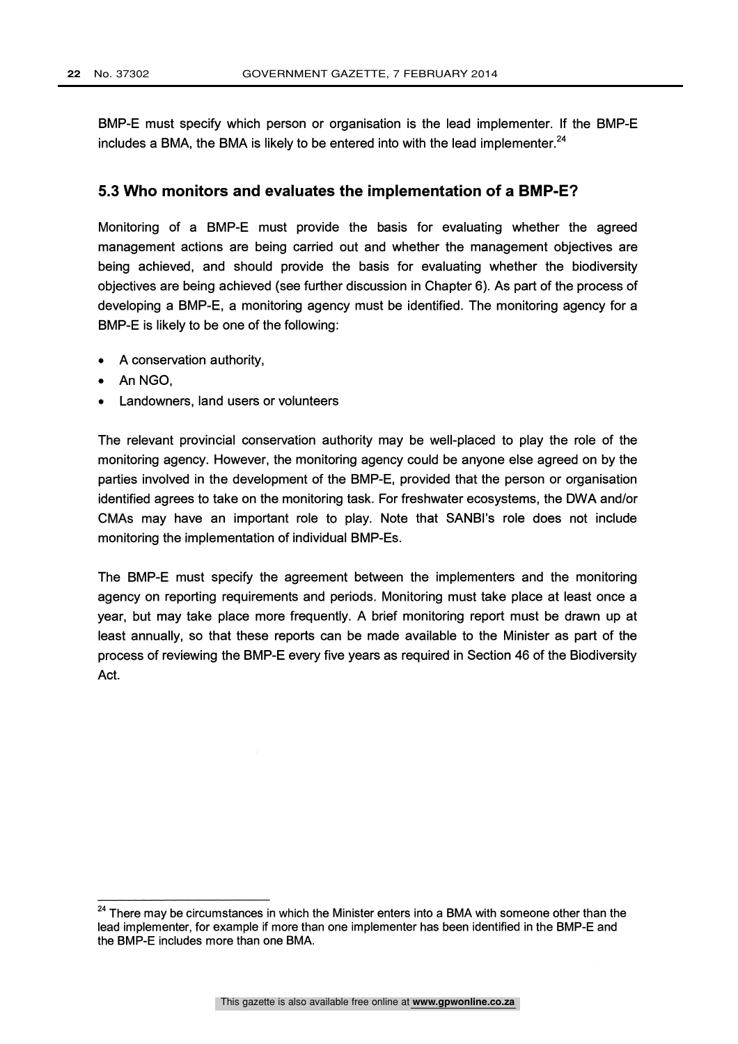BMP-E must specify which person or organisation is the lead implementer. If the BMP-E includes a BMA, the BMA is likely to be entered into with the lead implementer.[24]

## 5.3 Who monitors and evaluates the implementation of a BMP-E?

Monitoring of a BMP-E must provide the basis for evaluating whether the agreed management actions are being carried out and whether the management objectives are being achieved, and should provide the basis for evaluating whether the biodiversity objectives are being achieved (see further discussion in Chapter 6). As part of the process of developing a BMP-E, a monitoring agency must be identified. The monitoring agency for a BMP-E is likely to be one of the following:

- A conservation authority,
- An NGO,
- Landowners, land users or volunteers

The relevant provincial conservation authority may be well-placed to play the role of the monitoring agency. However, the monitoring agency could be anyone else agreed on by the parties involved in the development of the BMP-E, provided that the person or organisation identified agrees to take on the monitoring task. For freshwater ecosystems, the DWA and/or CMAs may have an important role to play. Note that SANBI's role does not include monitoring the implementation of individual BMP-Es.

The BMP-E must specify the agreement between the implementers and the monitoring agency on reporting requirements and periods. Monitoring must take place at least once a year, but may take place more frequently. A brief monitoring report must be drawn up at least annually, so that these reports can be made available to the Minister as part of the process of reviewing the BMP-E every five years as required in Section 46 of the Biodiversity Act.

---

[24] There may be circumstances in which the Minister enters into a BMA with someone other than the lead implementer, for example if more than one implementer has been identified in the BMP-E and the BMP-E includes more than one BMA.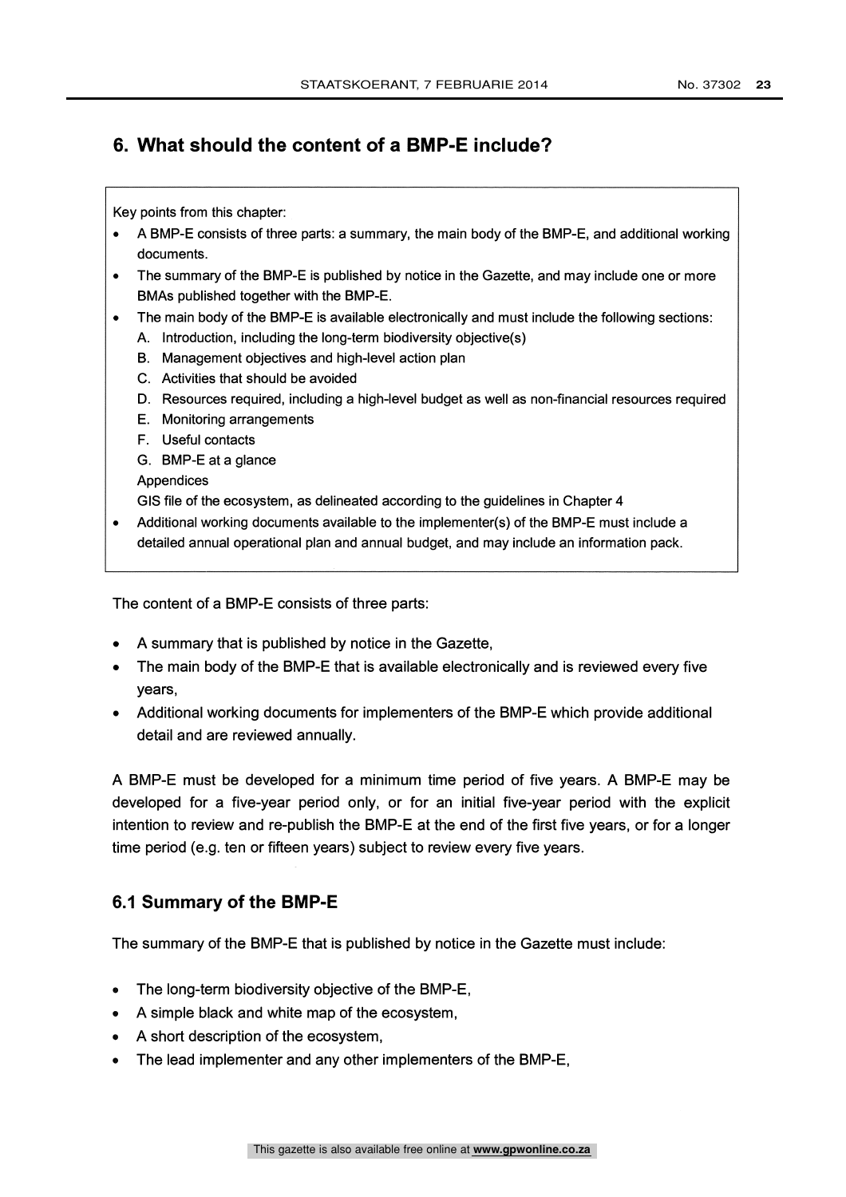## 6. What should the content of a BMP-E include?

Key points from this chapter:

- A BMP-E consists of three parts: a summary, the main body of the BMP-E, and additional working documents.
- The summary of the BMP-E is published by notice in the Gazette, and may include one or more BMAs published together with the BMP-E.
- The main body of the BMP-E is available electronically and must include the following sections:
  - A. Introduction, including the long-term biodiversity objective(s)
  - B. Management objectives and high-level action plan
  - C. Activities that should be avoided
  - D. Resources required, including a high-level budget as well as non-financial resources required
  - E. Monitoring arrangements
  - F. Useful contacts
  - G. BMP-E at a glance

  Appendices

  GIS file of the ecosystem, as delineated according to the guidelines in Chapter 4
- Additional working documents available to the implementer(s) of the BMP-E must include a detailed annual operational plan and annual budget, and may include an information pack.

The content of a BMP-E consists of three parts:

- A summary that is published by notice in the Gazette,
- The main body of the BMP-E that is available electronically and is reviewed every five years,
- Additional working documents for implementers of the BMP-E which provide additional detail and are reviewed annually.

A BMP-E must be developed for a minimum time period of five years. A BMP-E may be developed for a five-year period only, or for an initial five-year period with the explicit intention to review and re-publish the BMP-E at the end of the first five years, or for a longer time period (e.g. ten or fifteen years) subject to review every five years.

### 6.1 Summary of the BMP-E

The summary of the BMP-E that is published by notice in the Gazette must include:

- The long-term biodiversity objective of the BMP-E,
- A simple black and white map of the ecosystem,
- A short description of the ecosystem,
- The lead implementer and any other implementers of the BMP-E,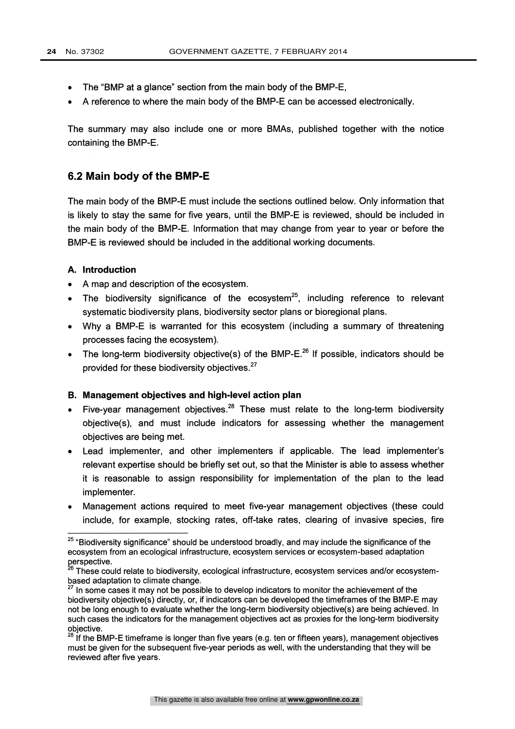- The "BMP at a glance" section from the main body of the BMP-E,
- A reference to where the main body of the BMP-E can be accessed electronically.

The summary may also include one or more BMAs, published together with the notice containing the BMP-E.

## 6.2 Main body of the BMP-E

The main body of the BMP-E must include the sections outlined below. Only information that is likely to stay the same for five years, until the BMP-E is reviewed, should be included in the main body of the BMP-E. Information that may change from year to year or before the BMP-E is reviewed should be included in the additional working documents.

### A. Introduction

- A map and description of the ecosystem.
- The biodiversity significance of the ecosystem[25], including reference to relevant systematic biodiversity plans, biodiversity sector plans or bioregional plans.
- Why a BMP-E is warranted for this ecosystem (including a summary of threatening processes facing the ecosystem).
- The long-term biodiversity objective(s) of the BMP-E.[26] If possible, indicators should be provided for these biodiversity objectives.[27]

### B. Management objectives and high-level action plan

- Five-year management objectives.[28] These must relate to the long-term biodiversity objective(s), and must include indicators for assessing whether the management objectives are being met.
- Lead implementer, and other implementers if applicable. The lead implementer's relevant expertise should be briefly set out, so that the Minister is able to assess whether it is reasonable to assign responsibility for implementation of the plan to the lead implementer.
- Management actions required to meet five-year management objectives (these could include, for example, stocking rates, off-take rates, clearing of invasive species, fire

---

[25] "Biodiversity significance" should be understood broadly, and may include the significance of the ecosystem from an ecological infrastructure, ecosystem services or ecosystem-based adaptation perspective.

[26] These could relate to biodiversity, ecological infrastructure, ecosystem services and/or ecosystem-based adaptation to climate change.

[27] In some cases it may not be possible to develop indicators to monitor the achievement of the biodiversity objective(s) directly, or, if indicators can be developed the timeframes of the BMP-E may not be long enough to evaluate whether the long-term biodiversity objective(s) are being achieved. In such cases the indicators for the management objectives act as proxies for the long-term biodiversity objective.

[28] If the BMP-E timeframe is longer than five years (e.g. ten or fifteen years), management objectives must be given for the subsequent five-year periods as well, with the understanding that they will be reviewed after five years.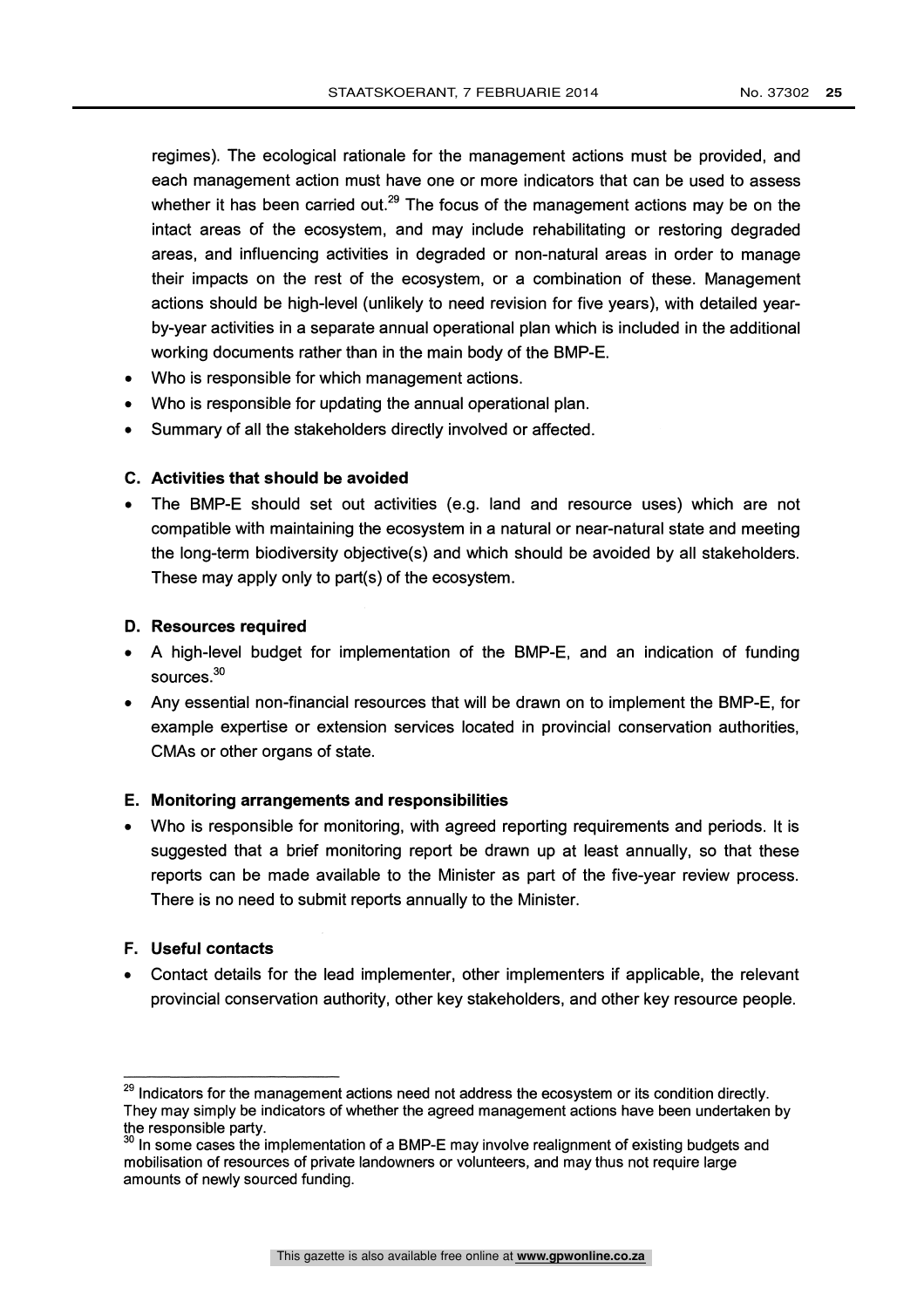regimes). The ecological rationale for the management actions must be provided, and each management action must have one or more indicators that can be used to assess whether it has been carried out.[29] The focus of the management actions may be on the intact areas of the ecosystem, and may include rehabilitating or restoring degraded areas, and influencing activities in degraded or non-natural areas in order to manage their impacts on the rest of the ecosystem, or a combination of these. Management actions should be high-level (unlikely to need revision for five years), with detailed year-by-year activities in a separate annual operational plan which is included in the additional working documents rather than in the main body of the BMP-E.

- Who is responsible for which management actions.
- Who is responsible for updating the annual operational plan.
- Summary of all the stakeholders directly involved or affected.

### C. Activities that should be avoided

- The BMP-E should set out activities (e.g. land and resource uses) which are not compatible with maintaining the ecosystem in a natural or near-natural state and meeting the long-term biodiversity objective(s) and which should be avoided by all stakeholders. These may apply only to part(s) of the ecosystem.

### D. Resources required

- A high-level budget for implementation of the BMP-E, and an indication of funding sources.[30]
- Any essential non-financial resources that will be drawn on to implement the BMP-E, for example expertise or extension services located in provincial conservation authorities, CMAs or other organs of state.

### E. Monitoring arrangements and responsibilities

- Who is responsible for monitoring, with agreed reporting requirements and periods. It is suggested that a brief monitoring report be drawn up at least annually, so that these reports can be made available to the Minister as part of the five-year review process. There is no need to submit reports annually to the Minister.

### F. Useful contacts

- Contact details for the lead implementer, other implementers if applicable, the relevant provincial conservation authority, other key stakeholders, and other key resource people.

---

[29] Indicators for the management actions need not address the ecosystem or its condition directly. They may simply be indicators of whether the agreed management actions have been undertaken by the responsible party.

[30] In some cases the implementation of a BMP-E may involve realignment of existing budgets and mobilisation of resources of private landowners or volunteers, and may thus not require large amounts of newly sourced funding.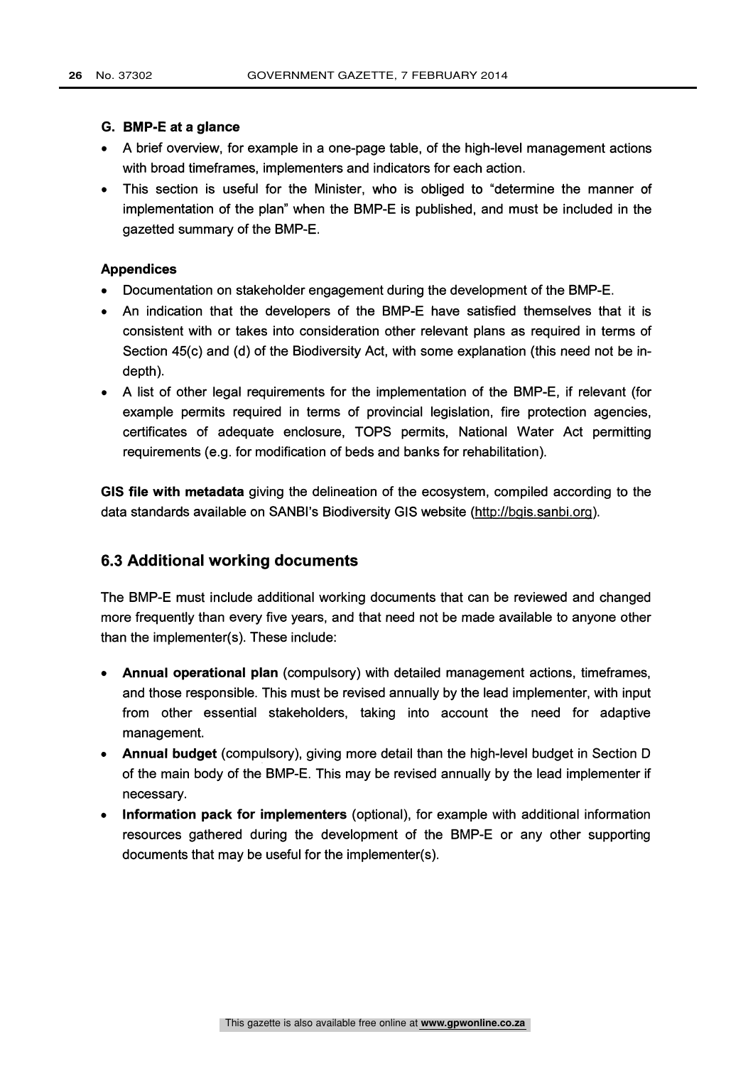### G. BMP-E at a glance

- A brief overview, for example in a one-page table, of the high-level management actions with broad timeframes, implementers and indicators for each action.
- This section is useful for the Minister, who is obliged to "determine the manner of implementation of the plan" when the BMP-E is published, and must be included in the gazetted summary of the BMP-E.

### Appendices

- Documentation on stakeholder engagement during the development of the BMP-E.
- An indication that the developers of the BMP-E have satisfied themselves that it is consistent with or takes into consideration other relevant plans as required in terms of Section 45(c) and (d) of the Biodiversity Act, with some explanation (this need not be in-depth).
- A list of other legal requirements for the implementation of the BMP-E, if relevant (for example permits required in terms of provincial legislation, fire protection agencies, certificates of adequate enclosure, TOPS permits, National Water Act permitting requirements (e.g. for modification of beds and banks for rehabilitation).

**GIS file with metadata** giving the delineation of the ecosystem, compiled according to the data standards available on SANBI's Biodiversity GIS website (http://bgis.sanbi.org).

## 6.3 Additional working documents

The BMP-E must include additional working documents that can be reviewed and changed more frequently than every five years, and that need not be made available to anyone other than the implementer(s). These include:

- **Annual operational plan** (compulsory) with detailed management actions, timeframes, and those responsible. This must be revised annually by the lead implementer, with input from other essential stakeholders, taking into account the need for adaptive management.
- **Annual budget** (compulsory), giving more detail than the high-level budget in Section D of the main body of the BMP-E. This may be revised annually by the lead implementer if necessary.
- **Information pack for implementers** (optional), for example with additional information resources gathered during the development of the BMP-E or any other supporting documents that may be useful for the implementer(s).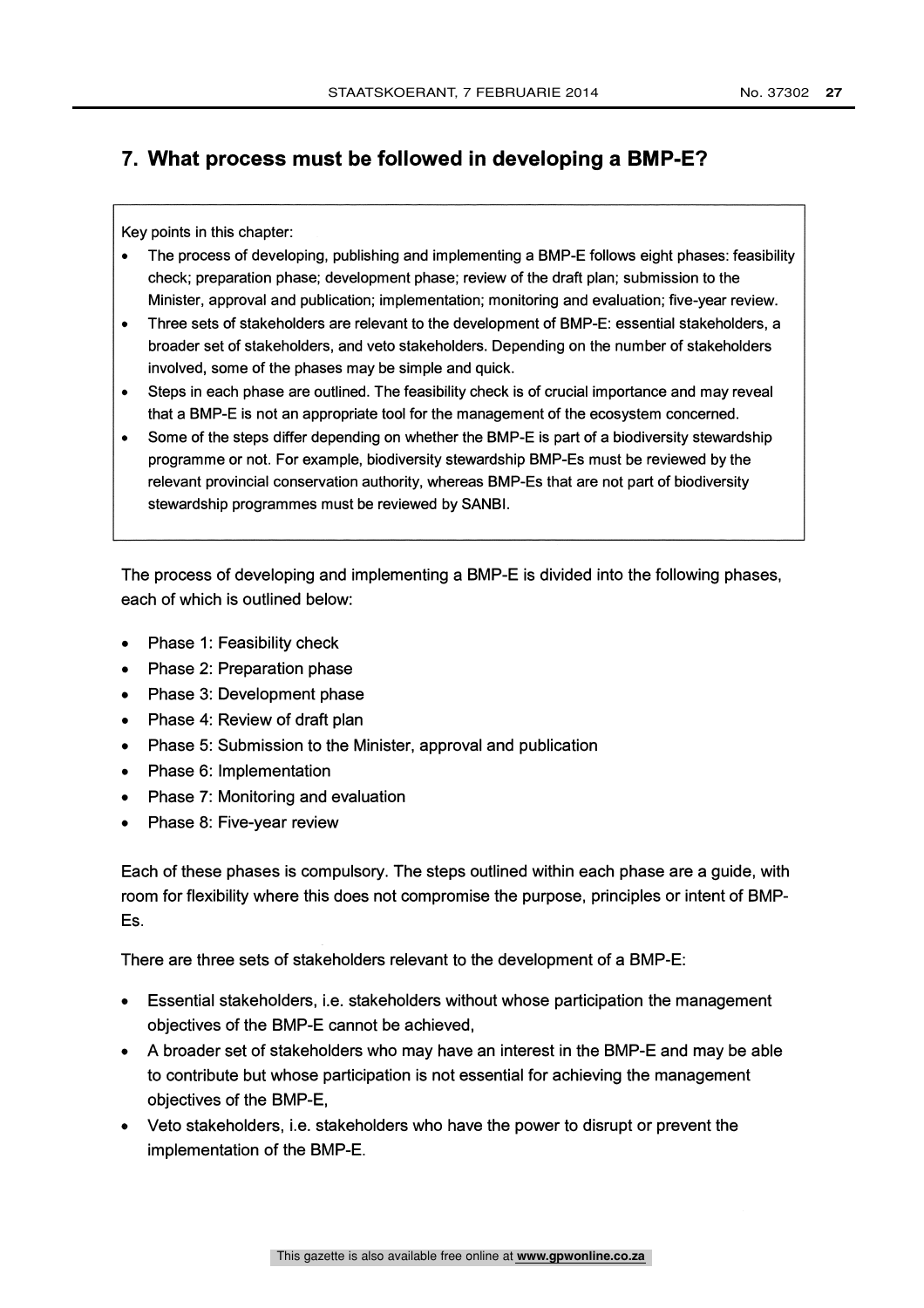## 7. What process must be followed in developing a BMP-E?

Key points in this chapter:

- The process of developing, publishing and implementing a BMP-E follows eight phases: feasibility check; preparation phase; development phase; review of the draft plan; submission to the Minister, approval and publication; implementation; monitoring and evaluation; five-year review.
- Three sets of stakeholders are relevant to the development of BMP-E: essential stakeholders, a broader set of stakeholders, and veto stakeholders. Depending on the number of stakeholders involved, some of the phases may be simple and quick.
- Steps in each phase are outlined. The feasibility check is of crucial importance and may reveal that a BMP-E is not an appropriate tool for the management of the ecosystem concerned.
- Some of the steps differ depending on whether the BMP-E is part of a biodiversity stewardship programme or not. For example, biodiversity stewardship BMP-Es must be reviewed by the relevant provincial conservation authority, whereas BMP-Es that are not part of biodiversity stewardship programmes must be reviewed by SANBI.

The process of developing and implementing a BMP-E is divided into the following phases, each of which is outlined below:

- Phase 1: Feasibility check
- Phase 2: Preparation phase
- Phase 3: Development phase
- Phase 4: Review of draft plan
- Phase 5: Submission to the Minister, approval and publication
- Phase 6: Implementation
- Phase 7: Monitoring and evaluation
- Phase 8: Five-year review

Each of these phases is compulsory. The steps outlined within each phase are a guide, with room for flexibility where this does not compromise the purpose, principles or intent of BMP-Es.

There are three sets of stakeholders relevant to the development of a BMP-E:

- Essential stakeholders, i.e. stakeholders without whose participation the management objectives of the BMP-E cannot be achieved,
- A broader set of stakeholders who may have an interest in the BMP-E and may be able to contribute but whose participation is not essential for achieving the management objectives of the BMP-E,
- Veto stakeholders, i.e. stakeholders who have the power to disrupt or prevent the implementation of the BMP-E.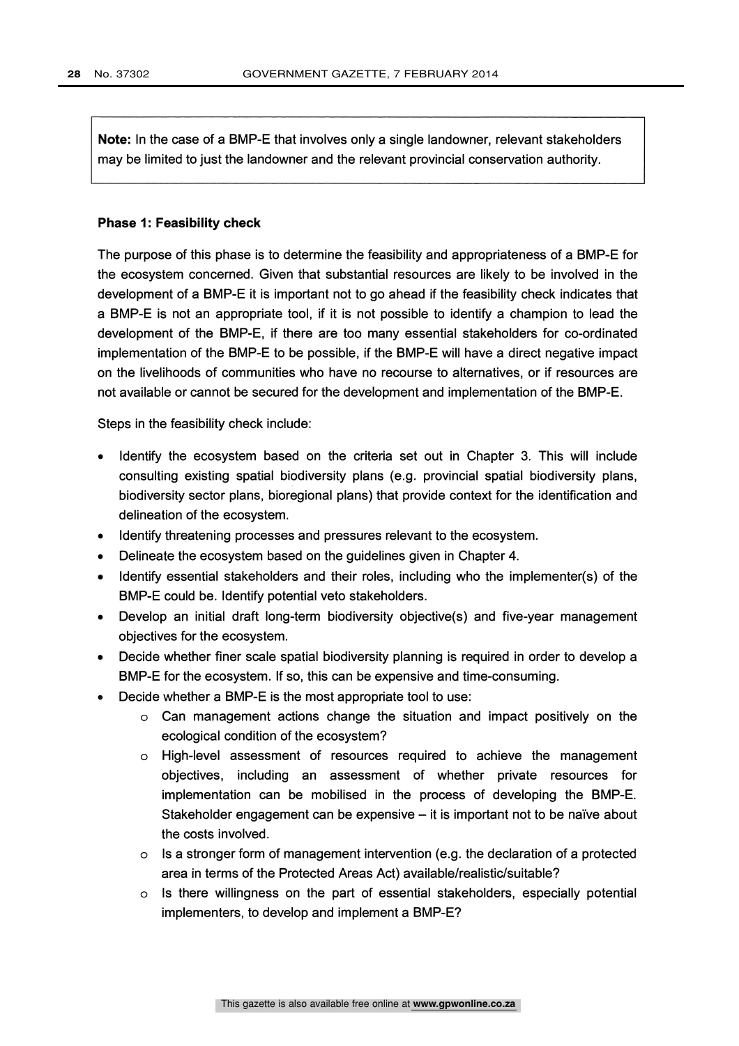> **Note:** In the case of a BMP-E that involves only a single landowner, relevant stakeholders may be limited to just the landowner and the relevant provincial conservation authority.

**Phase 1: Feasibility check**

The purpose of this phase is to determine the feasibility and appropriateness of a BMP-E for the ecosystem concerned. Given that substantial resources are likely to be involved in the development of a BMP-E it is important not to go ahead if the feasibility check indicates that a BMP-E is not an appropriate tool, if it is not possible to identify a champion to lead the development of the BMP-E, if there are too many essential stakeholders for co-ordinated implementation of the BMP-E to be possible, if the BMP-E will have a direct negative impact on the livelihoods of communities who have no recourse to alternatives, or if resources are not available or cannot be secured for the development and implementation of the BMP-E.

Steps in the feasibility check include:

- Identify the ecosystem based on the criteria set out in Chapter 3. This will include consulting existing spatial biodiversity plans (e.g. provincial spatial biodiversity plans, biodiversity sector plans, bioregional plans) that provide context for the identification and delineation of the ecosystem.
- Identify threatening processes and pressures relevant to the ecosystem.
- Delineate the ecosystem based on the guidelines given in Chapter 4.
- Identify essential stakeholders and their roles, including who the implementer(s) of the BMP-E could be. Identify potential veto stakeholders.
- Develop an initial draft long-term biodiversity objective(s) and five-year management objectives for the ecosystem.
- Decide whether finer scale spatial biodiversity planning is required in order to develop a BMP-E for the ecosystem. If so, this can be expensive and time-consuming.
- Decide whether a BMP-E is the most appropriate tool to use:
  - Can management actions change the situation and impact positively on the ecological condition of the ecosystem?
  - High-level assessment of resources required to achieve the management objectives, including an assessment of whether private resources for implementation can be mobilised in the process of developing the BMP-E. Stakeholder engagement can be expensive – it is important not to be naïve about the costs involved.
  - Is a stronger form of management intervention (e.g. the declaration of a protected area in terms of the Protected Areas Act) available/realistic/suitable?
  - Is there willingness on the part of essential stakeholders, especially potential implementers, to develop and implement a BMP-E?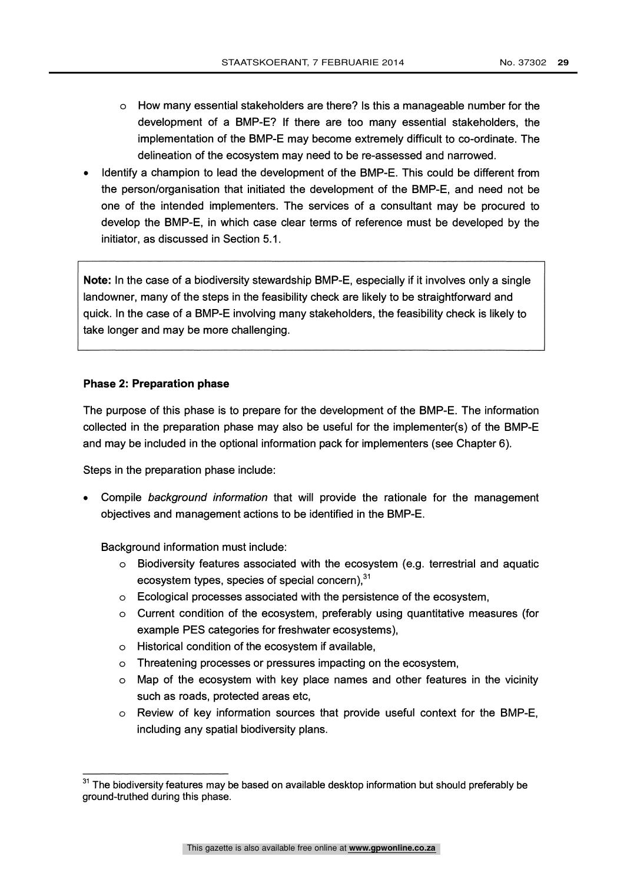- How many essential stakeholders are there? Is this a manageable number for the development of a BMP-E? If there are too many essential stakeholders, the implementation of the BMP-E may become extremely difficult to co-ordinate. The delineation of the ecosystem may need to be re-assessed and narrowed.

- Identify a champion to lead the development of the BMP-E. This could be different from the person/organisation that initiated the development of the BMP-E, and need not be one of the intended implementers. The services of a consultant may be procured to develop the BMP-E, in which case clear terms of reference must be developed by the initiator, as discussed in Section 5.1.

> **Note:** In the case of a biodiversity stewardship BMP-E, especially if it involves only a single landowner, many of the steps in the feasibility check are likely to be straightforward and quick. In the case of a BMP-E involving many stakeholders, the feasibility check is likely to take longer and may be more challenging.

**Phase 2: Preparation phase**

The purpose of this phase is to prepare for the development of the BMP-E. The information collected in the preparation phase may also be useful for the implementer(s) of the BMP-E and may be included in the optional information pack for implementers (see Chapter 6).

Steps in the preparation phase include:

- Compile *background information* that will provide the rationale for the management objectives and management actions to be identified in the BMP-E.

  Background information must include:

  - Biodiversity features associated with the ecosystem (e.g. terrestrial and aquatic ecosystem types, species of special concern),[31]
  - Ecological processes associated with the persistence of the ecosystem,
  - Current condition of the ecosystem, preferably using quantitative measures (for example PES categories for freshwater ecosystems),
  - Historical condition of the ecosystem if available,
  - Threatening processes or pressures impacting on the ecosystem,
  - Map of the ecosystem with key place names and other features in the vicinity such as roads, protected areas etc,
  - Review of key information sources that provide useful context for the BMP-E, including any spatial biodiversity plans.

[31] The biodiversity features may be based on available desktop information but should preferably be ground-truthed during this phase.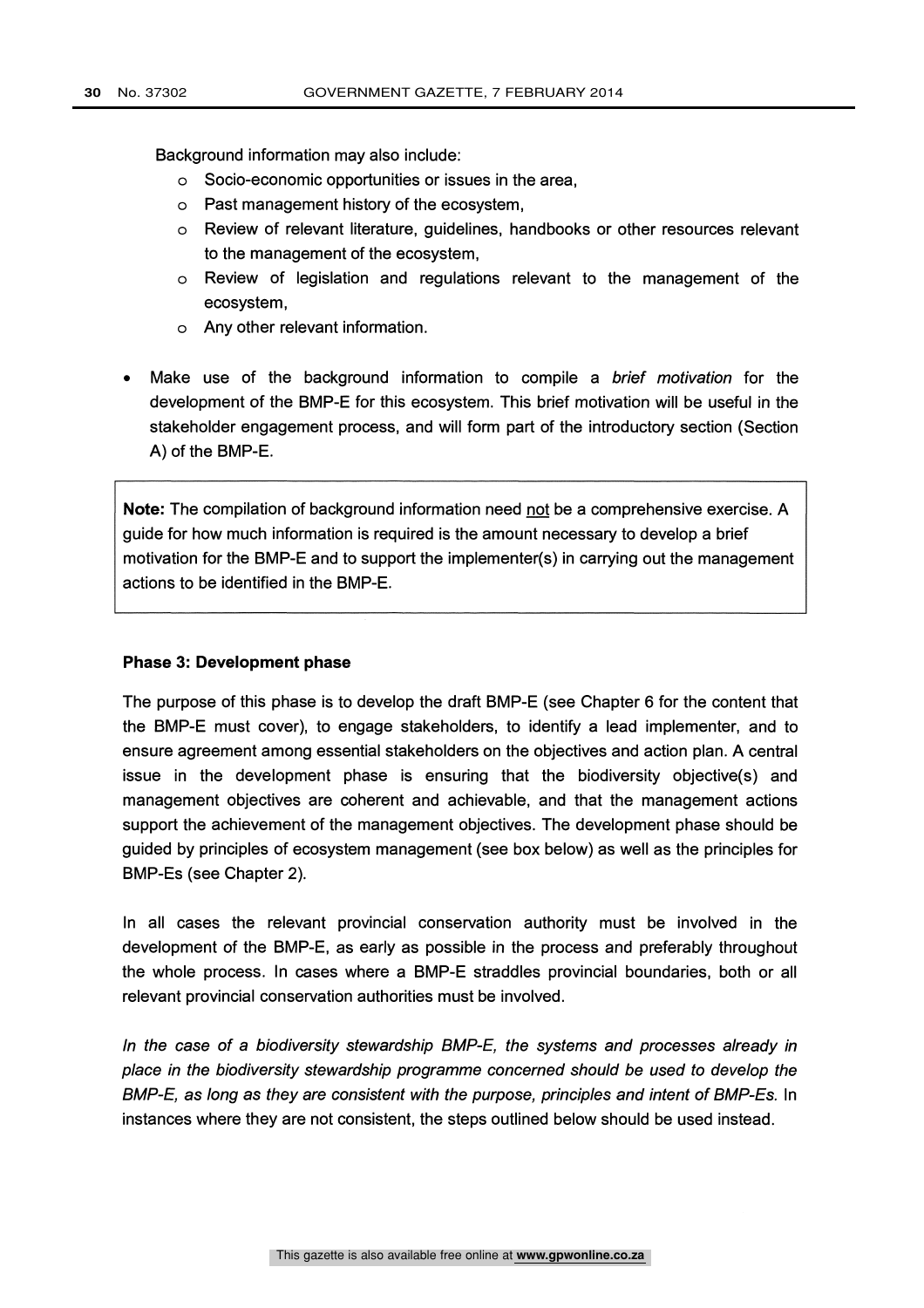Background information may also include:

- Socio-economic opportunities or issues in the area,
- Past management history of the ecosystem,
- Review of relevant literature, guidelines, handbooks or other resources relevant to the management of the ecosystem,
- Review of legislation and regulations relevant to the management of the ecosystem,
- Any other relevant information.

- Make use of the background information to compile a *brief motivation* for the development of the BMP-E for this ecosystem. This brief motivation will be useful in the stakeholder engagement process, and will form part of the introductory section (Section A) of the BMP-E.

> **Note:** The compilation of background information need not be a comprehensive exercise. A guide for how much information is required is the amount necessary to develop a brief motivation for the BMP-E and to support the implementer(s) in carrying out the management actions to be identified in the BMP-E.

**Phase 3: Development phase**

The purpose of this phase is to develop the draft BMP-E (see Chapter 6 for the content that the BMP-E must cover), to engage stakeholders, to identify a lead implementer, and to ensure agreement among essential stakeholders on the objectives and action plan. A central issue in the development phase is ensuring that the biodiversity objective(s) and management objectives are coherent and achievable, and that the management actions support the achievement of the management objectives. The development phase should be guided by principles of ecosystem management (see box below) as well as the principles for BMP-Es (see Chapter 2).

In all cases the relevant provincial conservation authority must be involved in the development of the BMP-E, as early as possible in the process and preferably throughout the whole process. In cases where a BMP-E straddles provincial boundaries, both or all relevant provincial conservation authorities must be involved.

*In the case of a biodiversity stewardship BMP-E, the systems and processes already in place in the biodiversity stewardship programme concerned should be used to develop the BMP-E, as long as they are consistent with the purpose, principles and intent of BMP-Es.* In instances where they are not consistent, the steps outlined below should be used instead.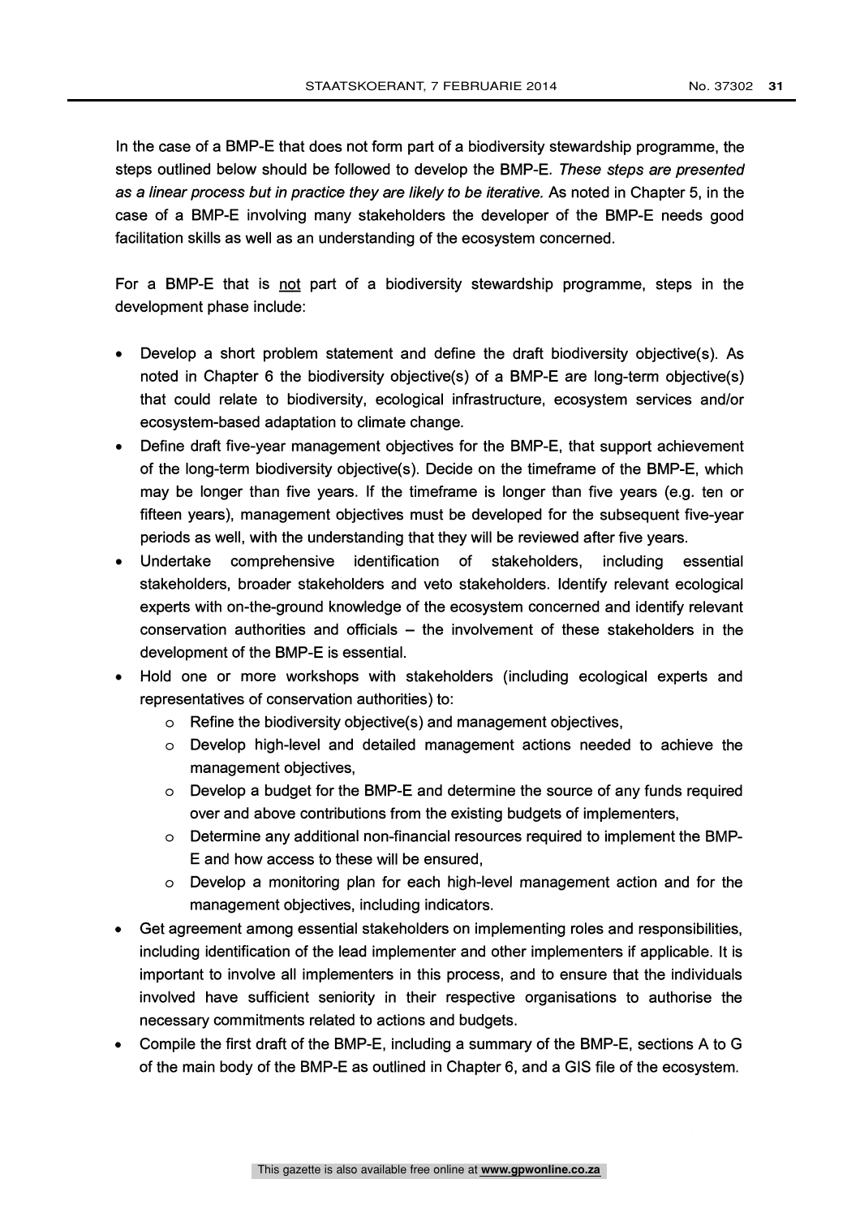In the case of a BMP-E that does not form part of a biodiversity stewardship programme, the steps outlined below should be followed to develop the BMP-E. *These steps are presented as a linear process but in practice they are likely to be iterative.* As noted in Chapter 5, in the case of a BMP-E involving many stakeholders the developer of the BMP-E needs good facilitation skills as well as an understanding of the ecosystem concerned.

For a BMP-E that is <u>not</u> part of a biodiversity stewardship programme, steps in the development phase include:

- Develop a short problem statement and define the draft biodiversity objective(s). As noted in Chapter 6 the biodiversity objective(s) of a BMP-E are long-term objective(s) that could relate to biodiversity, ecological infrastructure, ecosystem services and/or ecosystem-based adaptation to climate change.
- Define draft five-year management objectives for the BMP-E, that support achievement of the long-term biodiversity objective(s). Decide on the timeframe of the BMP-E, which may be longer than five years. If the timeframe is longer than five years (e.g. ten or fifteen years), management objectives must be developed for the subsequent five-year periods as well, with the understanding that they will be reviewed after five years.
- Undertake comprehensive identification of stakeholders, including essential stakeholders, broader stakeholders and veto stakeholders. Identify relevant ecological experts with on-the-ground knowledge of the ecosystem concerned and identify relevant conservation authorities and officials – the involvement of these stakeholders in the development of the BMP-E is essential.
- Hold one or more workshops with stakeholders (including ecological experts and representatives of conservation authorities) to:
  - Refine the biodiversity objective(s) and management objectives,
  - Develop high-level and detailed management actions needed to achieve the management objectives,
  - Develop a budget for the BMP-E and determine the source of any funds required over and above contributions from the existing budgets of implementers,
  - Determine any additional non-financial resources required to implement the BMP-E and how access to these will be ensured,
  - Develop a monitoring plan for each high-level management action and for the management objectives, including indicators.
- Get agreement among essential stakeholders on implementing roles and responsibilities, including identification of the lead implementer and other implementers if applicable. It is important to involve all implementers in this process, and to ensure that the individuals involved have sufficient seniority in their respective organisations to authorise the necessary commitments related to actions and budgets.
- Compile the first draft of the BMP-E, including a summary of the BMP-E, sections A to G of the main body of the BMP-E as outlined in Chapter 6, and a GIS file of the ecosystem.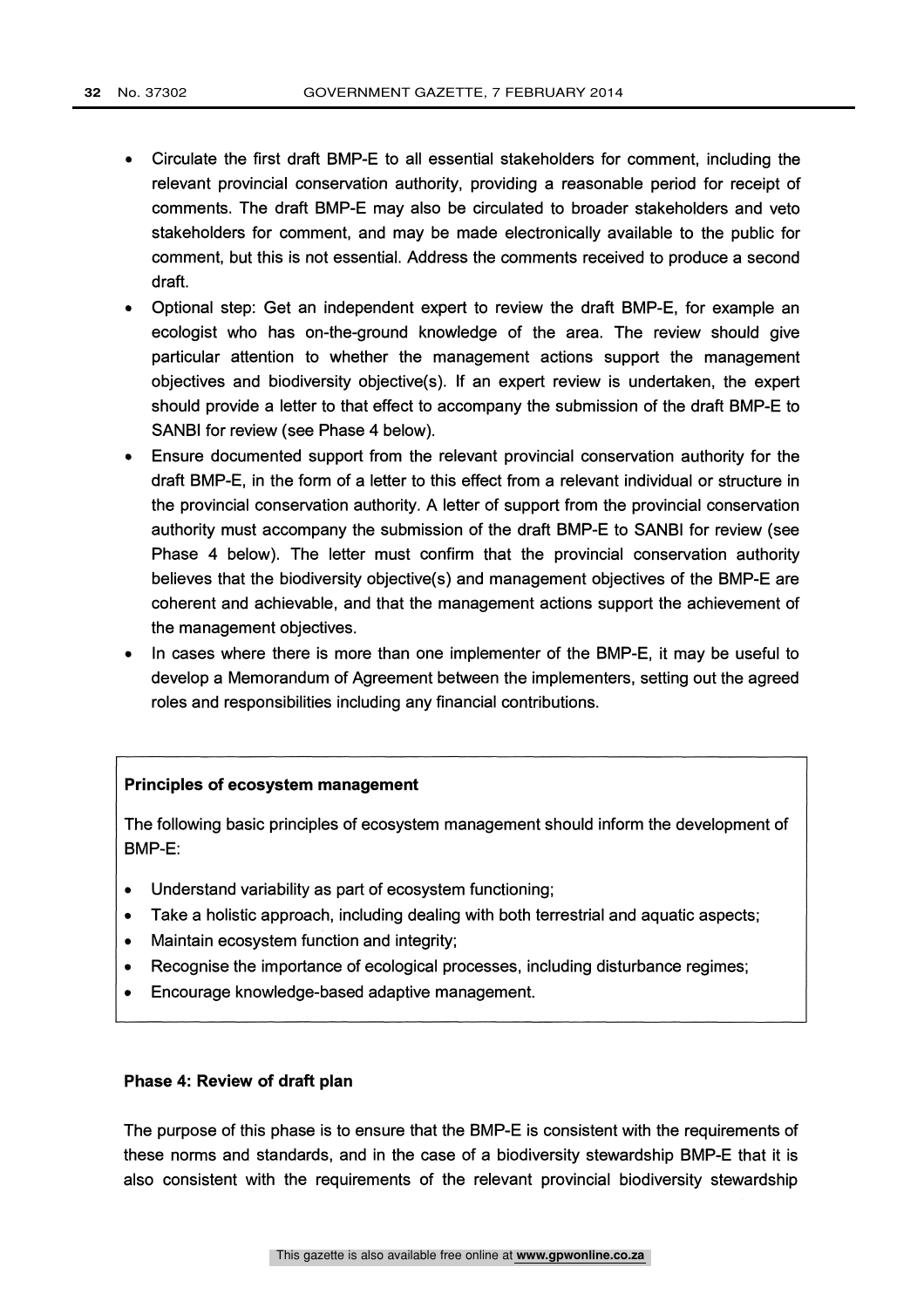- Circulate the first draft BMP-E to all essential stakeholders for comment, including the relevant provincial conservation authority, providing a reasonable period for receipt of comments. The draft BMP-E may also be circulated to broader stakeholders and veto stakeholders for comment, and may be made electronically available to the public for comment, but this is not essential. Address the comments received to produce a second draft.
- Optional step: Get an independent expert to review the draft BMP-E, for example an ecologist who has on-the-ground knowledge of the area. The review should give particular attention to whether the management actions support the management objectives and biodiversity objective(s). If an expert review is undertaken, the expert should provide a letter to that effect to accompany the submission of the draft BMP-E to SANBI for review (see Phase 4 below).
- Ensure documented support from the relevant provincial conservation authority for the draft BMP-E, in the form of a letter to this effect from a relevant individual or structure in the provincial conservation authority. A letter of support from the provincial conservation authority must accompany the submission of the draft BMP-E to SANBI for review (see Phase 4 below). The letter must confirm that the provincial conservation authority believes that the biodiversity objective(s) and management objectives of the BMP-E are coherent and achievable, and that the management actions support the achievement of the management objectives.
- In cases where there is more than one implementer of the BMP-E, it may be useful to develop a Memorandum of Agreement between the implementers, setting out the agreed roles and responsibilities including any financial contributions.

**Principles of ecosystem management**

The following basic principles of ecosystem management should inform the development of BMP-E:

- Understand variability as part of ecosystem functioning;
- Take a holistic approach, including dealing with both terrestrial and aquatic aspects;
- Maintain ecosystem function and integrity;
- Recognise the importance of ecological processes, including disturbance regimes;
- Encourage knowledge-based adaptive management.

**Phase 4: Review of draft plan**

The purpose of this phase is to ensure that the BMP-E is consistent with the requirements of these norms and standards, and in the case of a biodiversity stewardship BMP-E that it is also consistent with the requirements of the relevant provincial biodiversity stewardship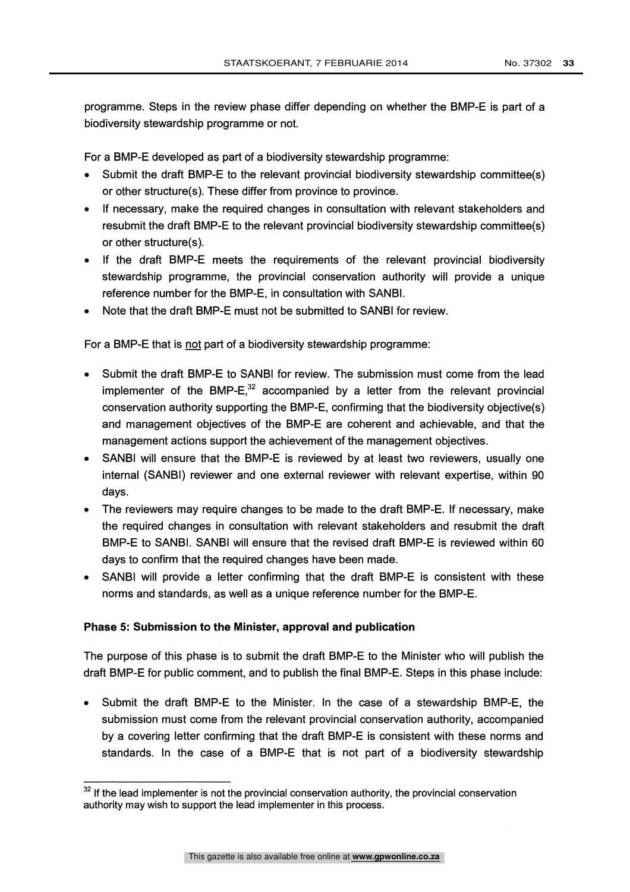programme. Steps in the review phase differ depending on whether the BMP-E is part of a biodiversity stewardship programme or not.

For a BMP-E developed as part of a biodiversity stewardship programme:

- Submit the draft BMP-E to the relevant provincial biodiversity stewardship committee(s) or other structure(s). These differ from province to province.
- If necessary, make the required changes in consultation with relevant stakeholders and resubmit the draft BMP-E to the relevant provincial biodiversity stewardship committee(s) or other structure(s).
- If the draft BMP-E meets the requirements of the relevant provincial biodiversity stewardship programme, the provincial conservation authority will provide a unique reference number for the BMP-E, in consultation with SANBI.
- Note that the draft BMP-E must not be submitted to SANBI for review.

For a BMP-E that is not part of a biodiversity stewardship programme:

- Submit the draft BMP-E to SANBI for review. The submission must come from the lead implementer of the BMP-E,[32] accompanied by a letter from the relevant provincial conservation authority supporting the BMP-E, confirming that the biodiversity objective(s) and management objectives of the BMP-E are coherent and achievable, and that the management actions support the achievement of the management objectives.
- SANBI will ensure that the BMP-E is reviewed by at least two reviewers, usually one internal (SANBI) reviewer and one external reviewer with relevant expertise, within 90 days.
- The reviewers may require changes to be made to the draft BMP-E. If necessary, make the required changes in consultation with relevant stakeholders and resubmit the draft BMP-E to SANBI. SANBI will ensure that the revised draft BMP-E is reviewed within 60 days to confirm that the required changes have been made.
- SANBI will provide a letter confirming that the draft BMP-E is consistent with these norms and standards, as well as a unique reference number for the BMP-E.

**Phase 5: Submission to the Minister, approval and publication**

The purpose of this phase is to submit the draft BMP-E to the Minister who will publish the draft BMP-E for public comment, and to publish the final BMP-E. Steps in this phase include:

- Submit the draft BMP-E to the Minister. In the case of a stewardship BMP-E, the submission must come from the relevant provincial conservation authority, accompanied by a covering letter confirming that the draft BMP-E is consistent with these norms and standards. In the case of a BMP-E that is not part of a biodiversity stewardship

[32] If the lead implementer is not the provincial conservation authority, the provincial conservation authority may wish to support the lead implementer in this process.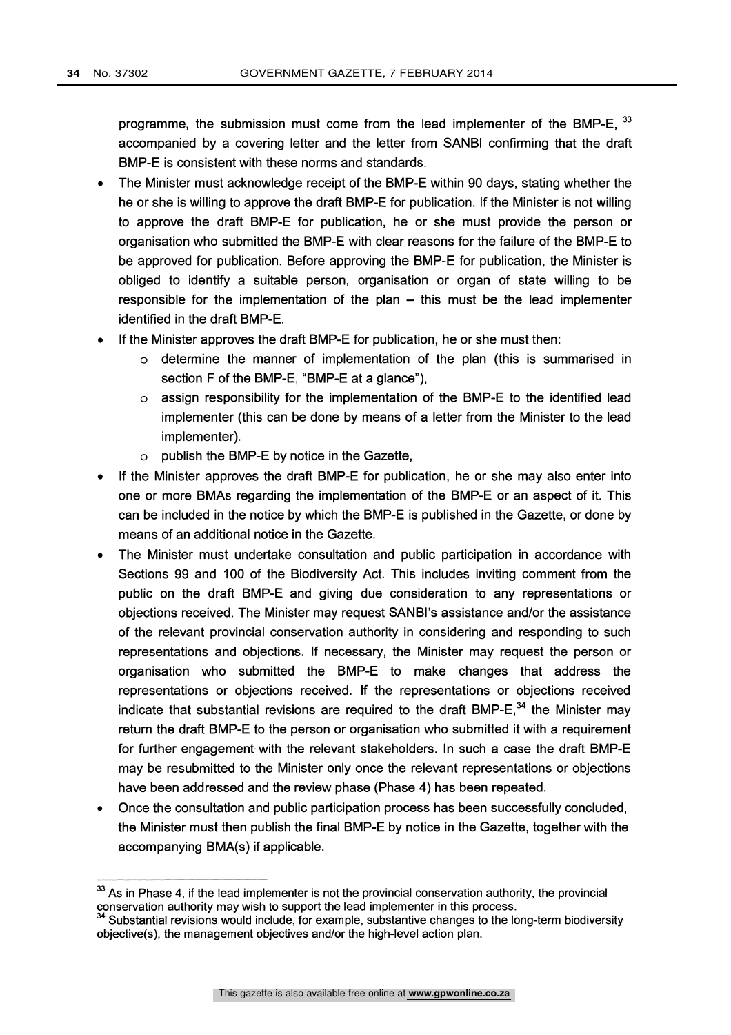programme, the submission must come from the lead implementer of the BMP-E, [33] accompanied by a covering letter and the letter from SANBI confirming that the draft BMP-E is consistent with these norms and standards.

- The Minister must acknowledge receipt of the BMP-E within 90 days, stating whether the he or she is willing to approve the draft BMP-E for publication. If the Minister is not willing to approve the draft BMP-E for publication, he or she must provide the person or organisation who submitted the BMP-E with clear reasons for the failure of the BMP-E to be approved for publication. Before approving the BMP-E for publication, the Minister is obliged to identify a suitable person, organisation or organ of state willing to be responsible for the implementation of the plan – this must be the lead implementer identified in the draft BMP-E.
- If the Minister approves the draft BMP-E for publication, he or she must then:
    - determine the manner of implementation of the plan (this is summarised in section F of the BMP-E, "BMP-E at a glance"),
    - assign responsibility for the implementation of the BMP-E to the identified lead implementer (this can be done by means of a letter from the Minister to the lead implementer).
    - publish the BMP-E by notice in the Gazette,
- If the Minister approves the draft BMP-E for publication, he or she may also enter into one or more BMAs regarding the implementation of the BMP-E or an aspect of it. This can be included in the notice by which the BMP-E is published in the Gazette, or done by means of an additional notice in the Gazette.
- The Minister must undertake consultation and public participation in accordance with Sections 99 and 100 of the Biodiversity Act. This includes inviting comment from the public on the draft BMP-E and giving due consideration to any representations or objections received. The Minister may request SANBI's assistance and/or the assistance of the relevant provincial conservation authority in considering and responding to such representations and objections. If necessary, the Minister may request the person or organisation who submitted the BMP-E to make changes that address the representations or objections received. If the representations or objections received indicate that substantial revisions are required to the draft BMP-E,[34] the Minister may return the draft BMP-E to the person or organisation who submitted it with a requirement for further engagement with the relevant stakeholders. In such a case the draft BMP-E may be resubmitted to the Minister only once the relevant representations or objections have been addressed and the review phase (Phase 4) has been repeated.
- Once the consultation and public participation process has been successfully concluded, the Minister must then publish the final BMP-E by notice in the Gazette, together with the accompanying BMA(s) if applicable.

---

[33] As in Phase 4, if the lead implementer is not the provincial conservation authority, the provincial conservation authority may wish to support the lead implementer in this process.

[34] Substantial revisions would include, for example, substantive changes to the long-term biodiversity objective(s), the management objectives and/or the high-level action plan.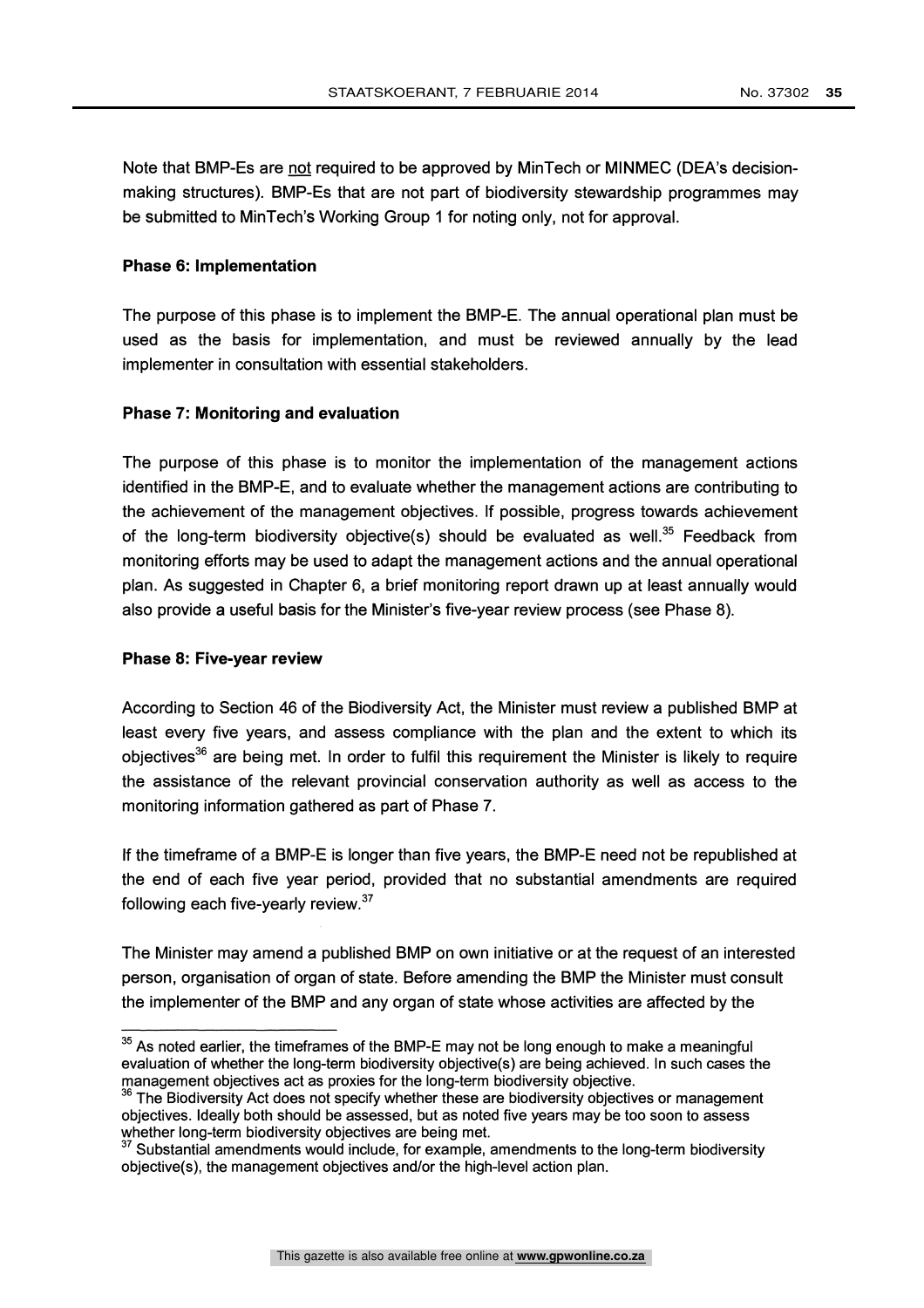Note that BMP-Es are <u>not</u> required to be approved by MinTech or MINMEC (DEA's decision-making structures). BMP-Es that are not part of biodiversity stewardship programmes may be submitted to MinTech's Working Group 1 for noting only, not for approval.

**Phase 6: Implementation**

The purpose of this phase is to implement the BMP-E. The annual operational plan must be used as the basis for implementation, and must be reviewed annually by the lead implementer in consultation with essential stakeholders.

**Phase 7: Monitoring and evaluation**

The purpose of this phase is to monitor the implementation of the management actions identified in the BMP-E, and to evaluate whether the management actions are contributing to the achievement of the management objectives. If possible, progress towards achievement of the long-term biodiversity objective(s) should be evaluated as well.[35] Feedback from monitoring efforts may be used to adapt the management actions and the annual operational plan. As suggested in Chapter 6, a brief monitoring report drawn up at least annually would also provide a useful basis for the Minister's five-year review process (see Phase 8).

**Phase 8: Five-year review**

According to Section 46 of the Biodiversity Act, the Minister must review a published BMP at least every five years, and assess compliance with the plan and the extent to which its objectives[36] are being met. In order to fulfil this requirement the Minister is likely to require the assistance of the relevant provincial conservation authority as well as access to the monitoring information gathered as part of Phase 7.

If the timeframe of a BMP-E is longer than five years, the BMP-E need not be republished at the end of each five year period, provided that no substantial amendments are required following each five-yearly review.[37]

The Minister may amend a published BMP on own initiative or at the request of an interested person, organisation of organ of state. Before amending the BMP the Minister must consult the implementer of the BMP and any organ of state whose activities are affected by the

---

[35] As noted earlier, the timeframes of the BMP-E may not be long enough to make a meaningful evaluation of whether the long-term biodiversity objective(s) are being achieved. In such cases the management objectives act as proxies for the long-term biodiversity objective.

[36] The Biodiversity Act does not specify whether these are biodiversity objectives or management objectives. Ideally both should be assessed, but as noted five years may be too soon to assess whether long-term biodiversity objectives are being met.

[37] Substantial amendments would include, for example, amendments to the long-term biodiversity objective(s), the management objectives and/or the high-level action plan.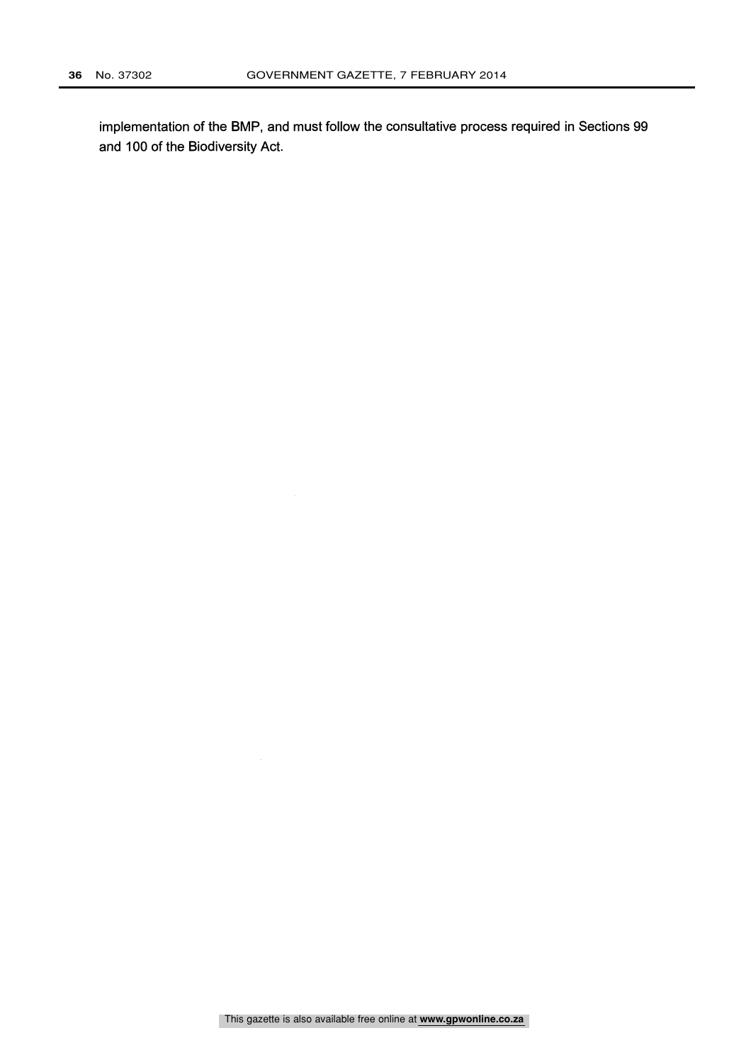implementation of the BMP, and must follow the consultative process required in Sections 99 and 100 of the Biodiversity Act.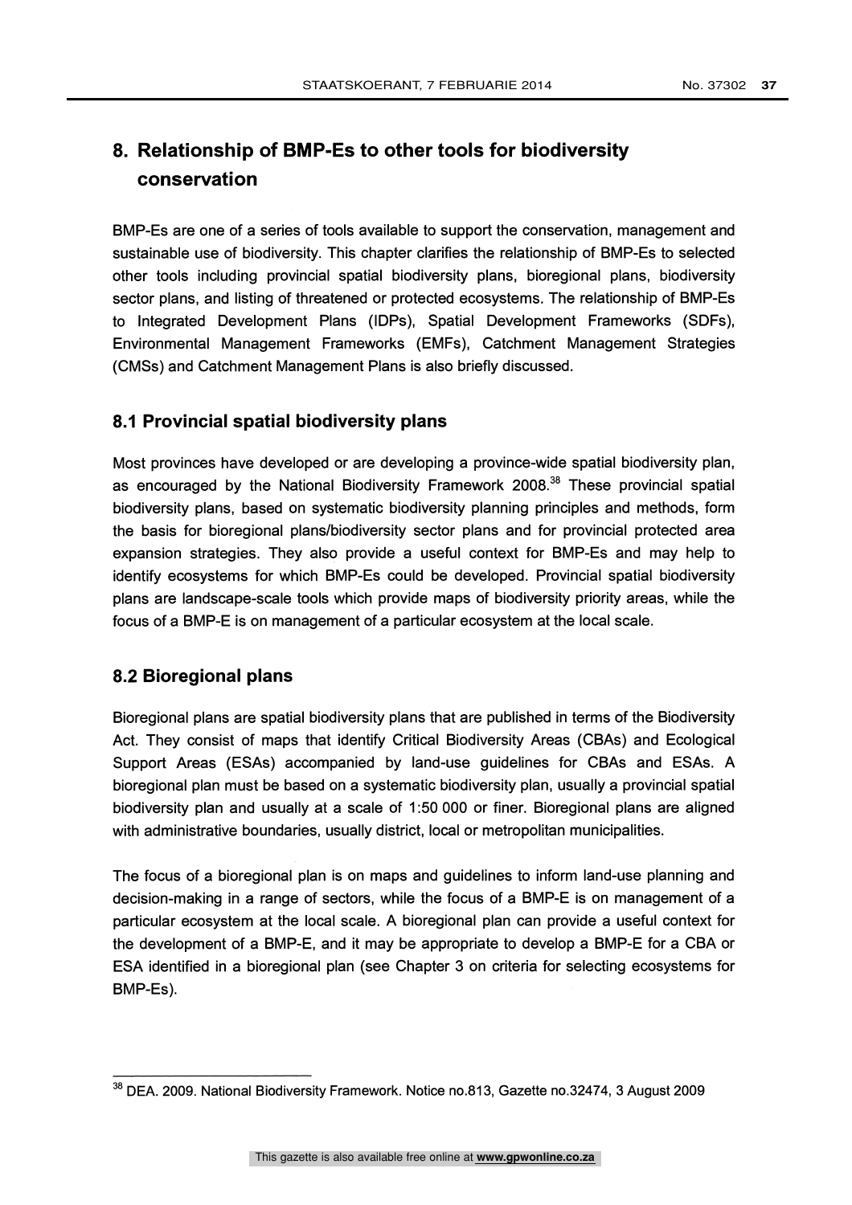# 8. Relationship of BMP-Es to other tools for biodiversity conservation

BMP-Es are one of a series of tools available to support the conservation, management and sustainable use of biodiversity. This chapter clarifies the relationship of BMP-Es to selected other tools including provincial spatial biodiversity plans, bioregional plans, biodiversity sector plans, and listing of threatened or protected ecosystems. The relationship of BMP-Es to Integrated Development Plans (IDPs), Spatial Development Frameworks (SDFs), Environmental Management Frameworks (EMFs), Catchment Management Strategies (CMSs) and Catchment Management Plans is also briefly discussed.

## 8.1 Provincial spatial biodiversity plans

Most provinces have developed or are developing a province-wide spatial biodiversity plan, as encouraged by the National Biodiversity Framework 2008.[38] These provincial spatial biodiversity plans, based on systematic biodiversity planning principles and methods, form the basis for bioregional plans/biodiversity sector plans and for provincial protected area expansion strategies. They also provide a useful context for BMP-Es and may help to identify ecosystems for which BMP-Es could be developed. Provincial spatial biodiversity plans are landscape-scale tools which provide maps of biodiversity priority areas, while the focus of a BMP-E is on management of a particular ecosystem at the local scale.

## 8.2 Bioregional plans

Bioregional plans are spatial biodiversity plans that are published in terms of the Biodiversity Act. They consist of maps that identify Critical Biodiversity Areas (CBAs) and Ecological Support Areas (ESAs) accompanied by land-use guidelines for CBAs and ESAs. A bioregional plan must be based on a systematic biodiversity plan, usually a provincial spatial biodiversity plan and usually at a scale of 1:50 000 or finer. Bioregional plans are aligned with administrative boundaries, usually district, local or metropolitan municipalities.

The focus of a bioregional plan is on maps and guidelines to inform land-use planning and decision-making in a range of sectors, while the focus of a BMP-E is on management of a particular ecosystem at the local scale. A bioregional plan can provide a useful context for the development of a BMP-E, and it may be appropriate to develop a BMP-E for a CBA or ESA identified in a bioregional plan (see Chapter 3 on criteria for selecting ecosystems for BMP-Es).

---

[38] DEA. 2009. National Biodiversity Framework. Notice no.813, Gazette no.32474, 3 August 2009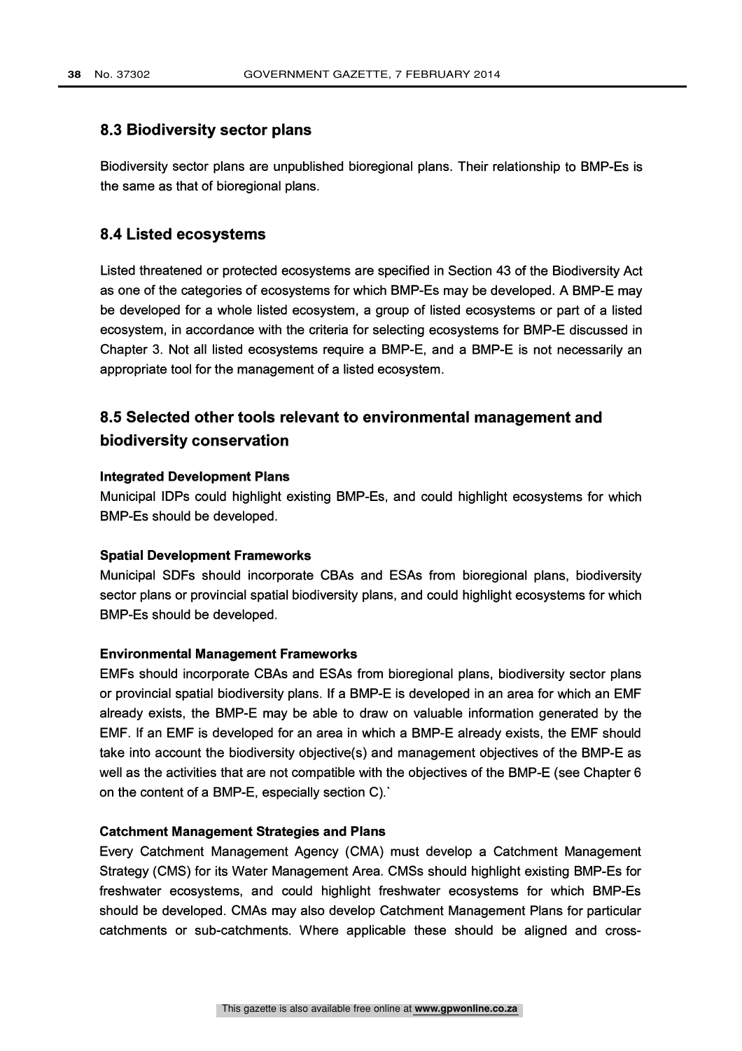## 8.3 Biodiversity sector plans

Biodiversity sector plans are unpublished bioregional plans. Their relationship to BMP-Es is the same as that of bioregional plans.

## 8.4 Listed ecosystems

Listed threatened or protected ecosystems are specified in Section 43 of the Biodiversity Act as one of the categories of ecosystems for which BMP-Es may be developed. A BMP-E may be developed for a whole listed ecosystem, a group of listed ecosystems or part of a listed ecosystem, in accordance with the criteria for selecting ecosystems for BMP-E discussed in Chapter 3. Not all listed ecosystems require a BMP-E, and a BMP-E is not necessarily an appropriate tool for the management of a listed ecosystem.

## 8.5 Selected other tools relevant to environmental management and biodiversity conservation

**Integrated Development Plans**

Municipal IDPs could highlight existing BMP-Es, and could highlight ecosystems for which BMP-Es should be developed.

**Spatial Development Frameworks**

Municipal SDFs should incorporate CBAs and ESAs from bioregional plans, biodiversity sector plans or provincial spatial biodiversity plans, and could highlight ecosystems for which BMP-Es should be developed.

**Environmental Management Frameworks**

EMFs should incorporate CBAs and ESAs from bioregional plans, biodiversity sector plans or provincial spatial biodiversity plans. If a BMP-E is developed in an area for which an EMF already exists, the BMP-E may be able to draw on valuable information generated by the EMF. If an EMF is developed for an area in which a BMP-E already exists, the EMF should take into account the biodiversity objective(s) and management objectives of the BMP-E as well as the activities that are not compatible with the objectives of the BMP-E (see Chapter 6 on the content of a BMP-E, especially section C).`

**Catchment Management Strategies and Plans**

Every Catchment Management Agency (CMA) must develop a Catchment Management Strategy (CMS) for its Water Management Area. CMSs should highlight existing BMP-Es for freshwater ecosystems, and could highlight freshwater ecosystems for which BMP-Es should be developed. CMAs may also develop Catchment Management Plans for particular catchments or sub-catchments. Where applicable these should be aligned and cross-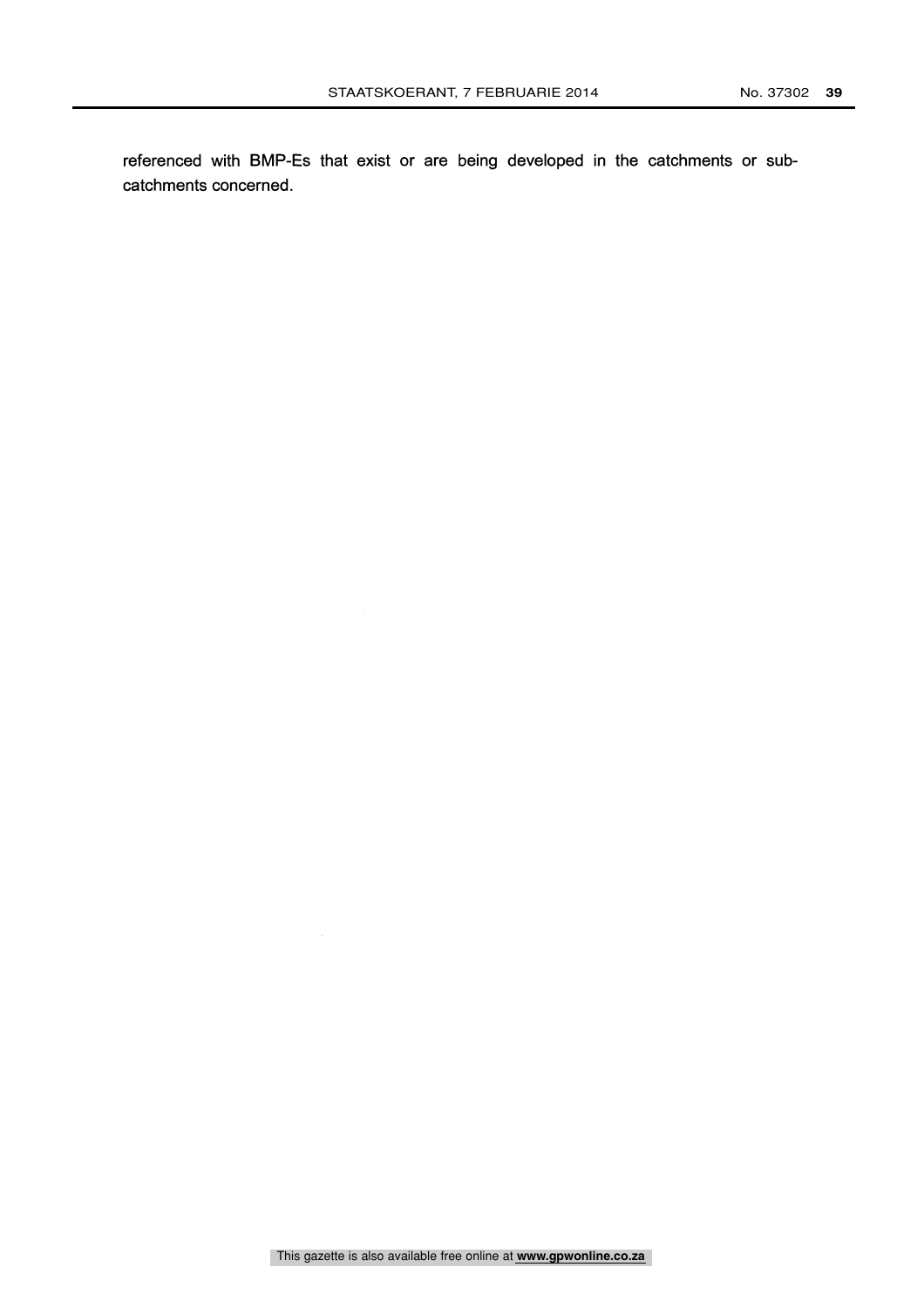referenced with BMP-Es that exist or are being developed in the catchments or sub-catchments concerned.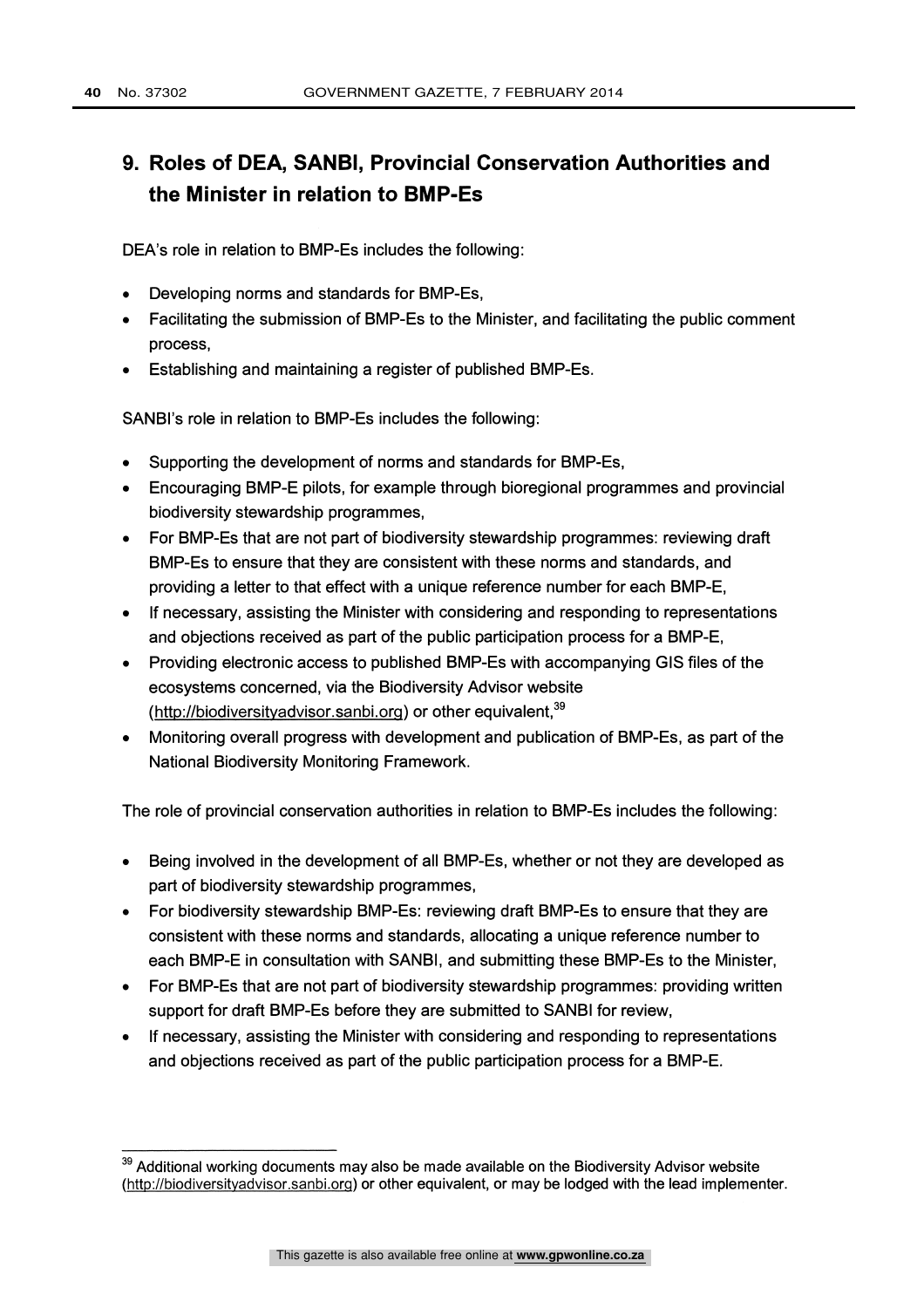## 9. Roles of DEA, SANBI, Provincial Conservation Authorities and the Minister in relation to BMP-Es

DEA's role in relation to BMP-Es includes the following:

- Developing norms and standards for BMP-Es,
- Facilitating the submission of BMP-Es to the Minister, and facilitating the public comment process,
- Establishing and maintaining a register of published BMP-Es.

SANBI's role in relation to BMP-Es includes the following:

- Supporting the development of norms and standards for BMP-Es,
- Encouraging BMP-E pilots, for example through bioregional programmes and provincial biodiversity stewardship programmes,
- For BMP-Es that are not part of biodiversity stewardship programmes: reviewing draft BMP-Es to ensure that they are consistent with these norms and standards, and providing a letter to that effect with a unique reference number for each BMP-E,
- If necessary, assisting the Minister with considering and responding to representations and objections received as part of the public participation process for a BMP-E,
- Providing electronic access to published BMP-Es with accompanying GIS files of the ecosystems concerned, via the Biodiversity Advisor website (http://biodiversityadvisor.sanbi.org) or other equivalent,[39]
- Monitoring overall progress with development and publication of BMP-Es, as part of the National Biodiversity Monitoring Framework.

The role of provincial conservation authorities in relation to BMP-Es includes the following:

- Being involved in the development of all BMP-Es, whether or not they are developed as part of biodiversity stewardship programmes,
- For biodiversity stewardship BMP-Es: reviewing draft BMP-Es to ensure that they are consistent with these norms and standards, allocating a unique reference number to each BMP-E in consultation with SANBI, and submitting these BMP-Es to the Minister,
- For BMP-Es that are not part of biodiversity stewardship programmes: providing written support for draft BMP-Es before they are submitted to SANBI for review,
- If necessary, assisting the Minister with considering and responding to representations and objections received as part of the public participation process for a BMP-E.

---

[39] Additional working documents may also be made available on the Biodiversity Advisor website (http://biodiversityadvisor.sanbi.org) or other equivalent, or may be lodged with the lead implementer.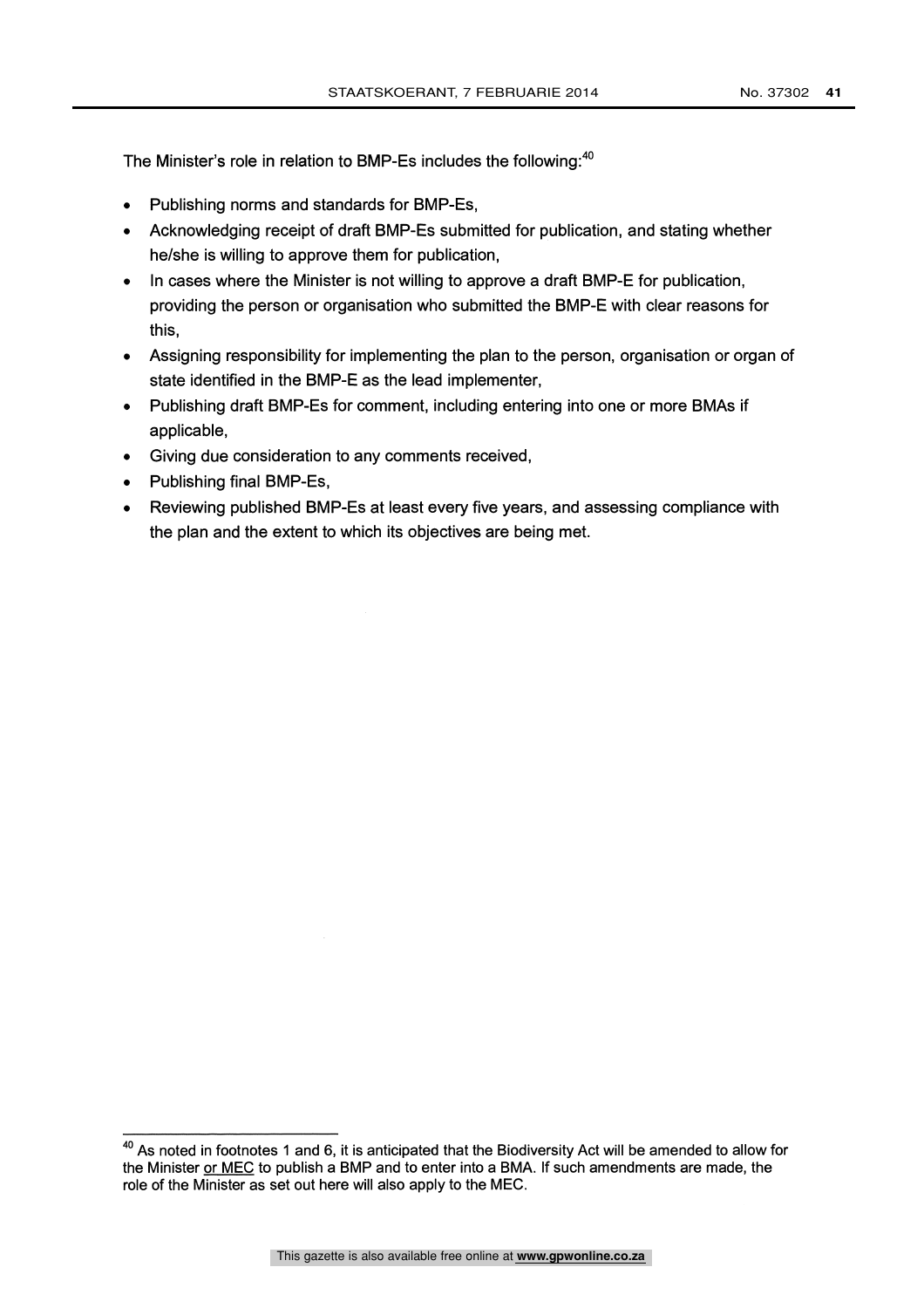The Minister's role in relation to BMP-Es includes the following:[40]

- Publishing norms and standards for BMP-Es,
- Acknowledging receipt of draft BMP-Es submitted for publication, and stating whether he/she is willing to approve them for publication,
- In cases where the Minister is not willing to approve a draft BMP-E for publication, providing the person or organisation who submitted the BMP-E with clear reasons for this,
- Assigning responsibility for implementing the plan to the person, organisation or organ of state identified in the BMP-E as the lead implementer,
- Publishing draft BMP-Es for comment, including entering into one or more BMAs if applicable,
- Giving due consideration to any comments received,
- Publishing final BMP-Es,
- Reviewing published BMP-Es at least every five years, and assessing compliance with the plan and the extent to which its objectives are being met.

---

[40] As noted in footnotes 1 and 6, it is anticipated that the Biodiversity Act will be amended to allow for the Minister <u>or MEC</u> to publish a BMP and to enter into a BMA. If such amendments are made, the role of the Minister as set out here will also apply to the MEC.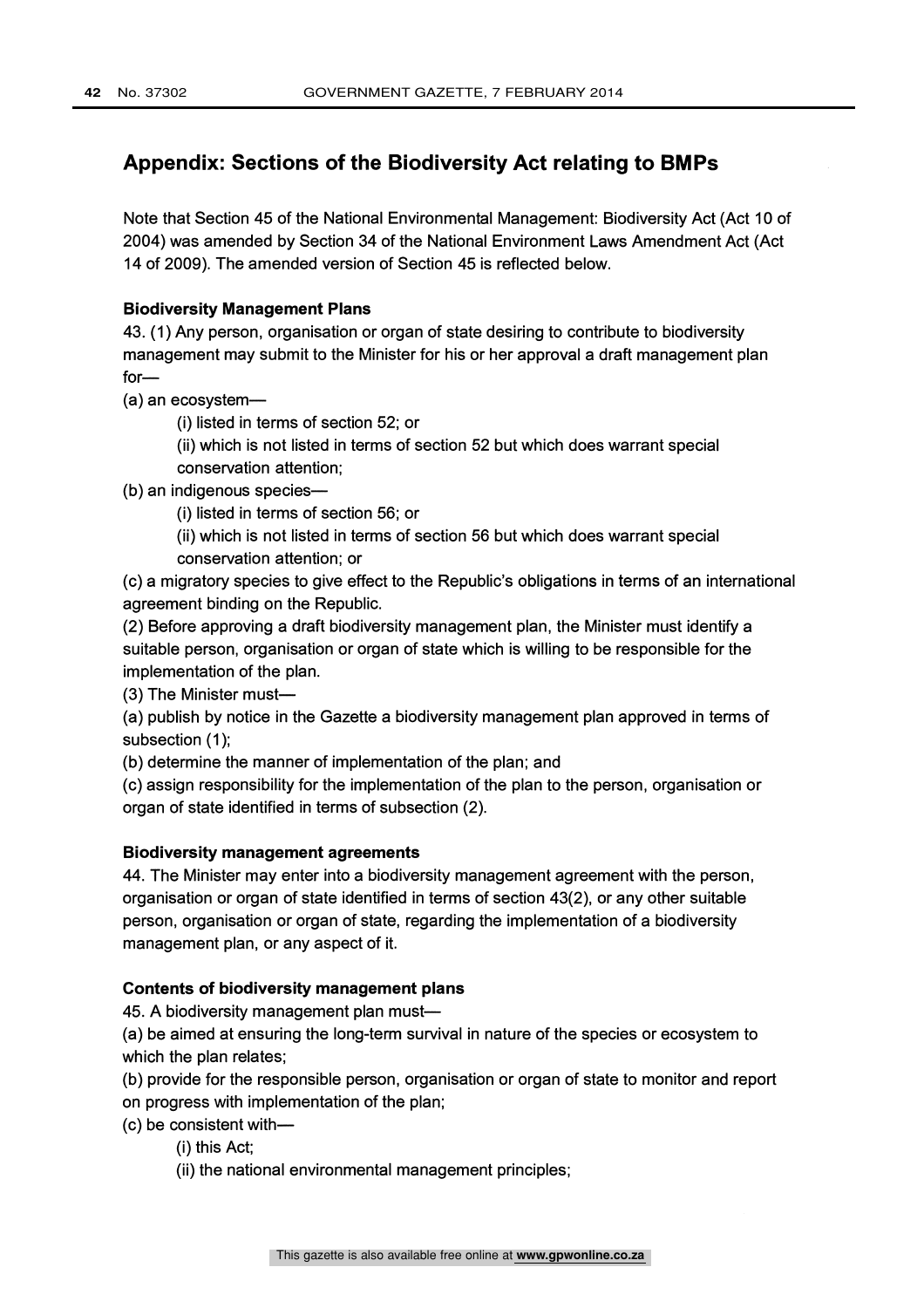## Appendix: Sections of the Biodiversity Act relating to BMPs

Note that Section 45 of the National Environmental Management: Biodiversity Act (Act 10 of 2004) was amended by Section 34 of the National Environment Laws Amendment Act (Act 14 of 2009). The amended version of Section 45 is reflected below.

**Biodiversity Management Plans**

43. (1) Any person, organisation or organ of state desiring to contribute to biodiversity management may submit to the Minister for his or her approval a draft management plan for—

(a) an ecosystem—

(i) listed in terms of section 52; or

(ii) which is not listed in terms of section 52 but which does warrant special conservation attention;

(b) an indigenous species—

(i) listed in terms of section 56; or

(ii) which is not listed in terms of section 56 but which does warrant special conservation attention; or

(c) a migratory species to give effect to the Republic's obligations in terms of an international agreement binding on the Republic.

(2) Before approving a draft biodiversity management plan, the Minister must identify a suitable person, organisation or organ of state which is willing to be responsible for the implementation of the plan.

(3) The Minister must—

(a) publish by notice in the Gazette a biodiversity management plan approved in terms of subsection (1);

(b) determine the manner of implementation of the plan; and

(c) assign responsibility for the implementation of the plan to the person, organisation or organ of state identified in terms of subsection (2).

**Biodiversity management agreements**

44. The Minister may enter into a biodiversity management agreement with the person, organisation or organ of state identified in terms of section 43(2), or any other suitable person, organisation or organ of state, regarding the implementation of a biodiversity management plan, or any aspect of it.

**Contents of biodiversity management plans**

45. A biodiversity management plan must—

(a) be aimed at ensuring the long-term survival in nature of the species or ecosystem to which the plan relates;

(b) provide for the responsible person, organisation or organ of state to monitor and report on progress with implementation of the plan;

(c) be consistent with—

(i) this Act;

(ii) the national environmental management principles;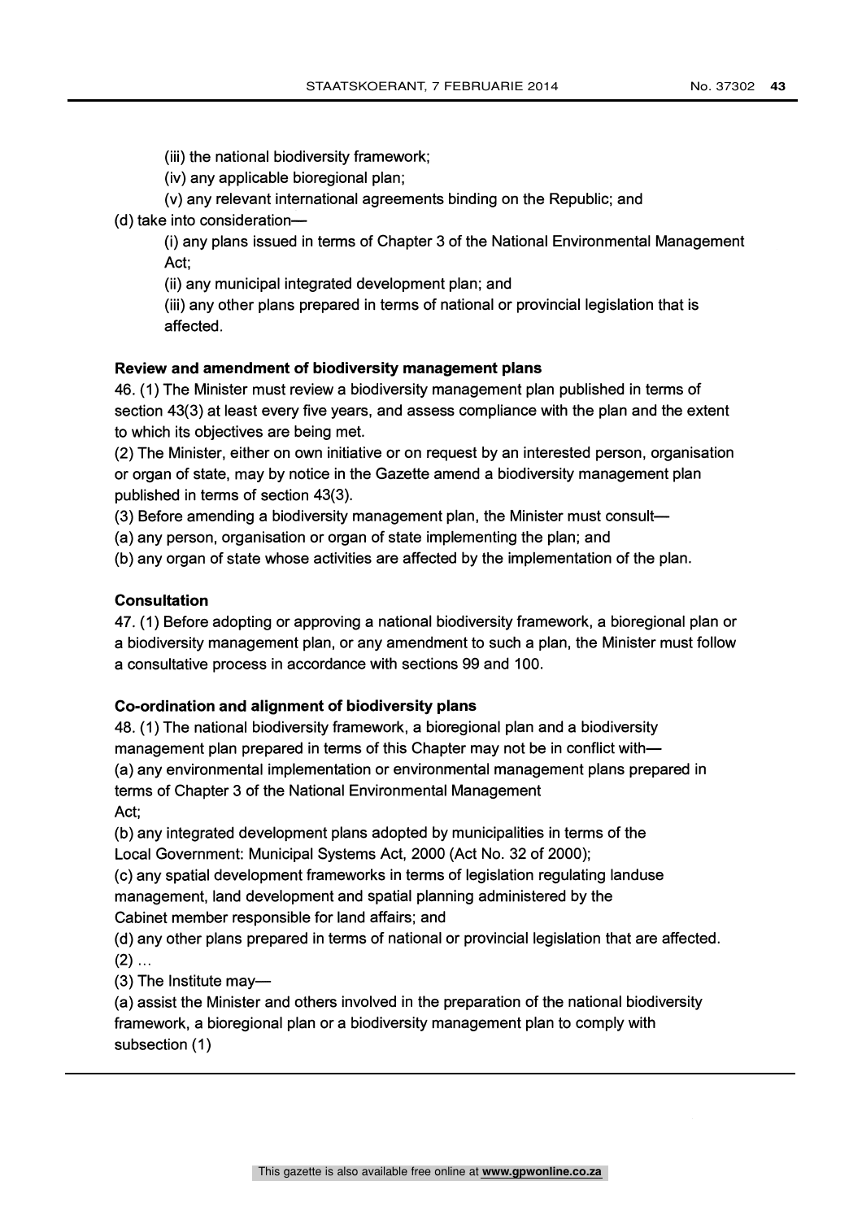(iii) the national biodiversity framework;

(iv) any applicable bioregional plan;

(v) any relevant international agreements binding on the Republic; and

(d) take into consideration—

(i) any plans issued in terms of Chapter 3 of the National Environmental Management Act;

(ii) any municipal integrated development plan; and

(iii) any other plans prepared in terms of national or provincial legislation that is affected.

**Review and amendment of biodiversity management plans**

46. (1) The Minister must review a biodiversity management plan published in terms of section 43(3) at least every five years, and assess compliance with the plan and the extent to which its objectives are being met.

(2) The Minister, either on own initiative or on request by an interested person, organisation or organ of state, may by notice in the Gazette amend a biodiversity management plan published in terms of section 43(3).

(3) Before amending a biodiversity management plan, the Minister must consult—

(a) any person, organisation or organ of state implementing the plan; and

(b) any organ of state whose activities are affected by the implementation of the plan.

**Consultation**

47. (1) Before adopting or approving a national biodiversity framework, a bioregional plan or a biodiversity management plan, or any amendment to such a plan, the Minister must follow a consultative process in accordance with sections 99 and 100.

**Co-ordination and alignment of biodiversity plans**

48. (1) The national biodiversity framework, a bioregional plan and a biodiversity management plan prepared in terms of this Chapter may not be in conflict with—

(a) any environmental implementation or environmental management plans prepared in terms of Chapter 3 of the National Environmental Management Act;

(b) any integrated development plans adopted by municipalities in terms of the Local Government: Municipal Systems Act, 2000 (Act No. 32 of 2000);

(c) any spatial development frameworks in terms of legislation regulating landuse management, land development and spatial planning administered by the Cabinet member responsible for land affairs; and

(d) any other plans prepared in terms of national or provincial legislation that are affected.

(2) ...

(3) The Institute may—

(a) assist the Minister and others involved in the preparation of the national biodiversity framework, a bioregional plan or a biodiversity management plan to comply with subsection (1)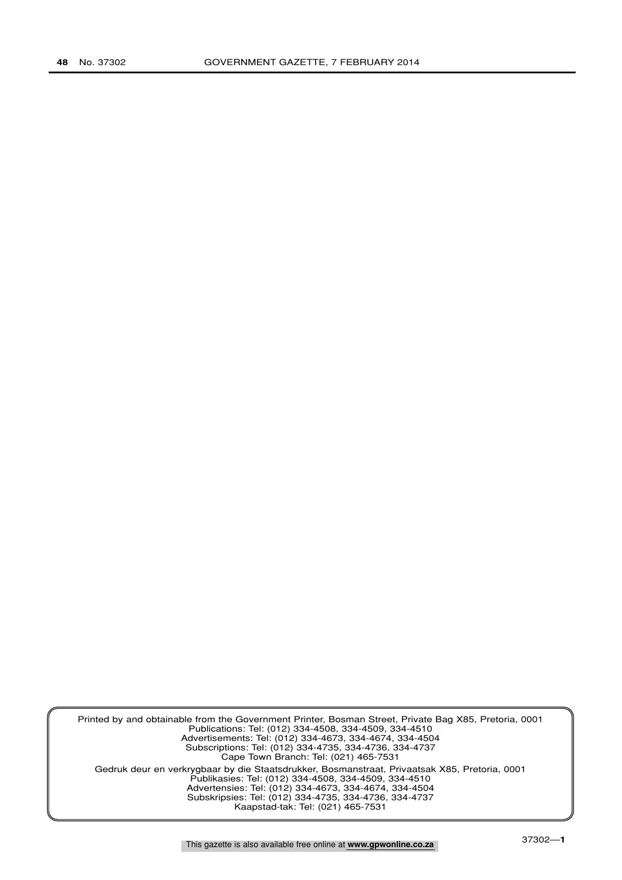Printed by and obtainable from the Government Printer, Bosman Street, Private Bag X85, Pretoria, 0001
Publications: Tel: (012) 334-4508, 334-4509, 334-4510
Advertisements: Tel: (012) 334-4673, 334-4674, 334-4504
Subscriptions: Tel: (012) 334-4735, 334-4736, 334-4737
Cape Town Branch: Tel: (021) 465-7531

Gedruk deur en verkrygbaar by die Staatsdrukker, Bosmanstraat, Privaatsak X85, Pretoria, 0001
Publikasies: Tel: (012) 334-4508, 334-4509, 334-4510
Advertensies: Tel: (012) 334-4673, 334-4674, 334-4504
Subskripsies: Tel: (012) 334-4735, 334-4736, 334-4737
Kaapstad-tak: Tel: (021) 465-7531

This gazette is also available free online at **www.gpwonline.co.za**

37302—**1**